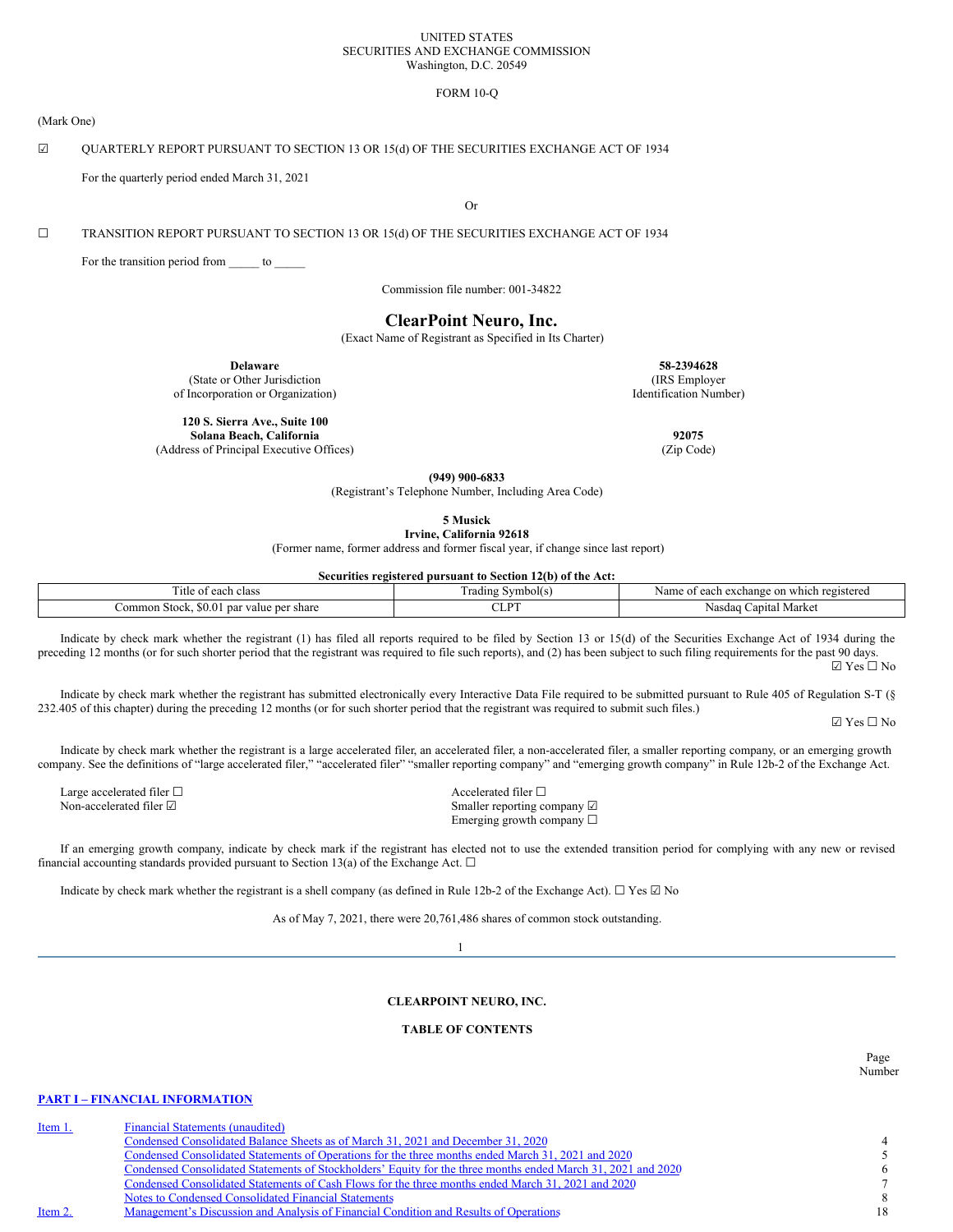UNITED STATES
SECURITIES AND EXCHANGE COMMISSION
Washington, D.C. 20549

FORM 10-Q

(Mark One)

☑ QUARTERLY REPORT PURSUANT TO SECTION 13 OR 15(d) OF THE SECURITIES EXCHANGE ACT OF 1934

For the quarterly period ended March 31, 2021

Or

☐ TRANSITION REPORT PURSUANT TO SECTION 13 OR 15(d) OF THE SECURITIES EXCHANGE ACT OF 1934

For the transition period from _____ to _____

Commission file number: 001-34822

# ClearPoint Neuro, Inc.

(Exact Name of Registrant as Specified in Its Charter)

| | |
|---|---|
| **Delaware**<br>(State or Other Jurisdiction of Incorporation or Organization) | **58-2394628**<br>(IRS Employer Identification Number) |
| **120 S. Sierra Ave., Suite 100**<br>**Solana Beach, California**<br>(Address of Principal Executive Offices) | **92075**<br>(Zip Code) |

**(949) 900-6833**
(Registrant's Telephone Number, Including Area Code)

**5 Musick**
**Irvine, California 92618**
(Former name, former address and former fiscal year, if change since last report)

**Securities registered pursuant to Section 12(b) of the Act:**

| Title of each class | Trading Symbol(s) | Name of each exchange on which registered |
|---|---|---|
| Common Stock, $0.01 par value per share | CLPT | Nasdaq Capital Market |

Indicate by check mark whether the registrant (1) has filed all reports required to be filed by Section 13 or 15(d) of the Securities Exchange Act of 1934 during the preceding 12 months (or for such shorter period that the registrant was required to file such reports), and (2) has been subject to such filing requirements for the past 90 days. ☑ Yes ☐ No

Indicate by check mark whether the registrant has submitted electronically every Interactive Data File required to be submitted pursuant to Rule 405 of Regulation S-T (§ 232.405 of this chapter) during the preceding 12 months (or for such shorter period that the registrant was required to submit such files.) ☑ Yes ☐ No

Indicate by check mark whether the registrant is a large accelerated filer, an accelerated filer, a non-accelerated filer, a smaller reporting company, or an emerging growth company. See the definitions of "large accelerated filer," "accelerated filer" "smaller reporting company" and "emerging growth company" in Rule 12b-2 of the Exchange Act.

| | |
|---|---|
| Large accelerated filer ☐ | Accelerated filer ☐ |
| Non-accelerated filer ☑ | Smaller reporting company ☑ |
| | Emerging growth company ☐ |

If an emerging growth company, indicate by check mark if the registrant has elected not to use the extended transition period for complying with any new or revised financial accounting standards provided pursuant to Section 13(a) of the Exchange Act. ☐

Indicate by check mark whether the registrant is a shell company (as defined in Rule 12b-2 of the Exchange Act). ☐ Yes ☑ No

As of May 7, 2021, there were 20,761,486 shares of common stock outstanding.

**CLEARPOINT NEURO, INC.**

**TABLE OF CONTENTS**

| | | Page Number |
|---|---|---|
| **PART I – FINANCIAL INFORMATION** | | |
| Item 1. | Financial Statements (unaudited) | |
| | Condensed Consolidated Balance Sheets as of March 31, 2021 and December 31, 2020 | 4 |
| | Condensed Consolidated Statements of Operations for the three months ended March 31, 2021 and 2020 | 5 |
| | Condensed Consolidated Statements of Stockholders' Equity for the three months ended March 31, 2021 and 2020 | 6 |
| | Condensed Consolidated Statements of Cash Flows for the three months ended March 31, 2021 and 2020 | 7 |
| | Notes to Condensed Consolidated Financial Statements | 8 |
| Item 2. | Management's Discussion and Analysis of Financial Condition and Results of Operations | 18 |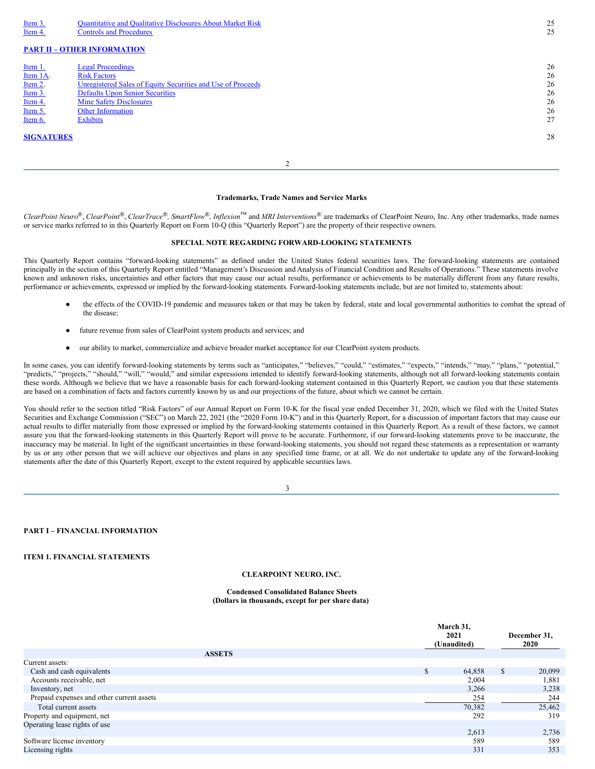| | | |
|---|---|---|
| Item 3. | Quantitative and Qualitative Disclosures About Market Risk | 25 |
| Item 4. | Controls and Procedures | 25 |

**PART II – OTHER INFORMATION**

| | | |
|---|---|---|
| Item 1. | Legal Proceedings | 26 |
| Item 1A. | Risk Factors | 26 |
| Item 2. | Unregistered Sales of Equity Securities and Use of Proceeds | 26 |
| Item 3. | Defaults Upon Senior Securities | 26 |
| Item 4. | Mine Safety Disclosures | 26 |
| Item 5. | Other Information | 26 |
| Item 6. | Exhibits | 27 |

**SIGNATURES** 28

**Trademarks, Trade Names and Service Marks**

*ClearPoint Neuro*®, *ClearPoint*®, *ClearTrace*®, *SmartFlow*®, *Inflexion*™ and *MRI Interventions*® are trademarks of ClearPoint Neuro, Inc. Any other trademarks, trade names or service marks referred to in this Quarterly Report on Form 10-Q (this "Quarterly Report") are the property of their respective owners.

**SPECIAL NOTE REGARDING FORWARD-LOOKING STATEMENTS**

This Quarterly Report contains "forward-looking statements" as defined under the United States federal securities laws. The forward-looking statements are contained principally in the section of this Quarterly Report entitled "Management's Discussion and Analysis of Financial Condition and Results of Operations." These statements involve known and unknown risks, uncertainties and other factors that may cause our actual results, performance or achievements to be materially different from any future results, performance or achievements, expressed or implied by the forward-looking statements. Forward-looking statements include, but are not limited to, statements about:

- the effects of the COVID-19 pandemic and measures taken or that may be taken by federal, state and local governmental authorities to combat the spread of the disease;
- future revenue from sales of ClearPoint system products and services; and
- our ability to market, commercialize and achieve broader market acceptance for our ClearPoint system products.

In some cases, you can identify forward-looking statements by terms such as "anticipates," "believes," "could," "estimates," "expects," "intends," "may," "plans," "potential," "predicts," "projects," "should," "will," "would," and similar expressions intended to identify forward-looking statements, although not all forward-looking statements contain these words. Although we believe that we have a reasonable basis for each forward-looking statement contained in this Quarterly Report, we caution you that these statements are based on a combination of facts and factors currently known by us and our projections of the future, about which we cannot be certain.

You should refer to the section titled "Risk Factors" of our Annual Report on Form 10-K for the fiscal year ended December 31, 2020, which we filed with the United States Securities and Exchange Commission ("SEC") on March 22, 2021 (the "2020 Form 10-K") and in this Quarterly Report, for a discussion of important factors that may cause our actual results to differ materially from those expressed or implied by the forward-looking statements contained in this Quarterly Report. As a result of these factors, we cannot assure you that the forward-looking statements in this Quarterly Report will prove to be accurate. Furthermore, if our forward-looking statements prove to be inaccurate, the inaccuracy may be material. In light of the significant uncertainties in these forward-looking statements, you should not regard these statements as a representation or warranty by us or any other person that we will achieve our objectives and plans in any specified time frame, or at all. We do not undertake to update any of the forward-looking statements after the date of this Quarterly Report, except to the extent required by applicable securities laws.

**PART I – FINANCIAL INFORMATION**

**ITEM 1. FINANCIAL STATEMENTS**

**CLEARPOINT NEURO, INC.**

**Condensed Consolidated Balance Sheets**
**(Dollars in thousands, except for per share data)**

| | March 31, 2021 (Unaudited) | December 31, 2020 |
|---|---|---|
| **ASSETS** | | |
| Current assets: | | |
| Cash and cash equivalents | $ 64,858 | $ 20,099 |
| Accounts receivable, net | 2,004 | 1,881 |
| Inventory, net | 3,266 | 3,238 |
| Prepaid expenses and other current assets | 254 | 244 |
| Total current assets | 70,382 | 25,462 |
| Property and equipment, net | 292 | 319 |
| Operating lease rights of use | 2,613 | 2,736 |
| Software license inventory | 589 | 589 |
| Licensing rights | 331 | 353 |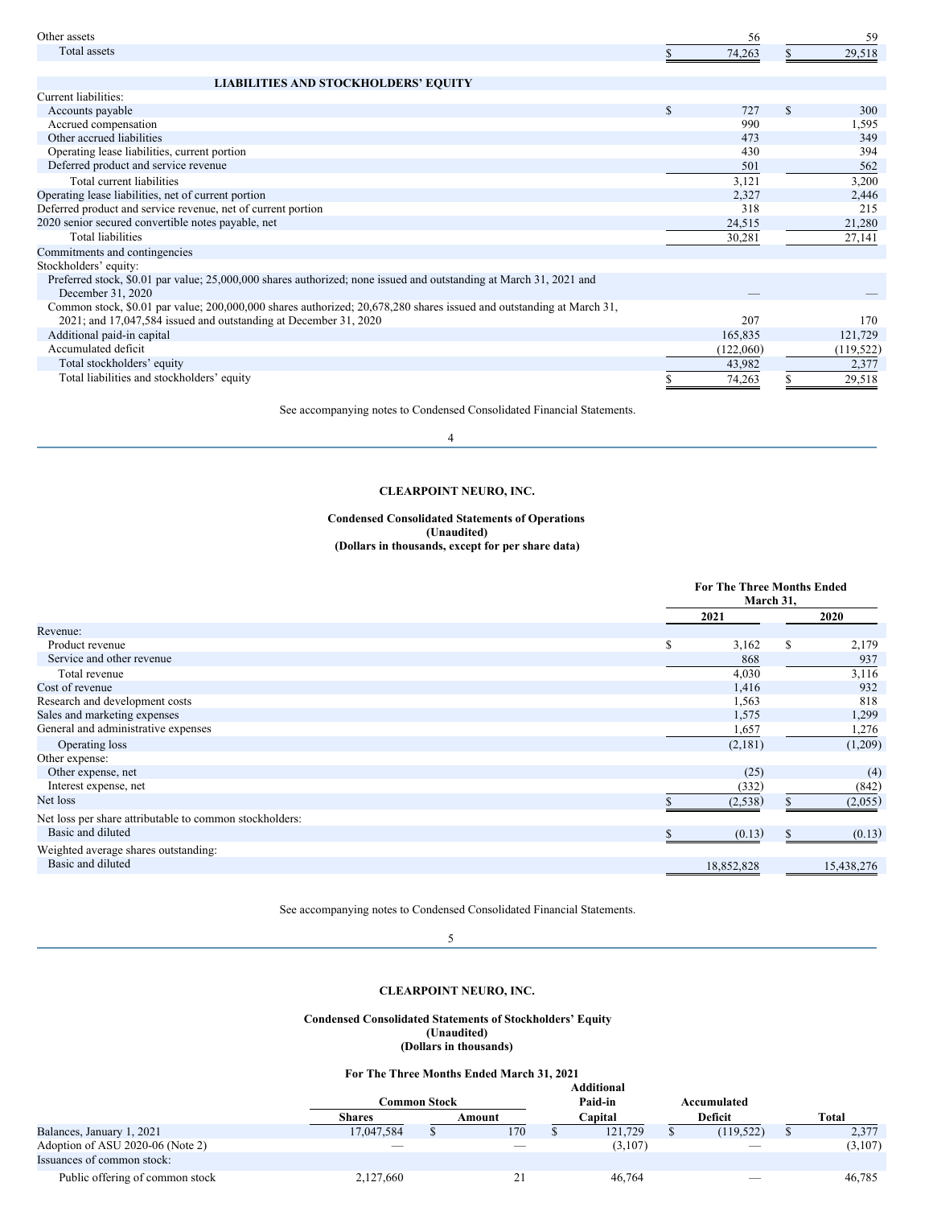| | | |
|---|---|---|
| Other assets | 56 | 59 |
| Total assets | $ 74,263 | $ 29,518 |
| **LIABILITIES AND STOCKHOLDERS' EQUITY** | | |
| Current liabilities: | | |
| Accounts payable | $ 727 | $ 300 |
| Accrued compensation | 990 | 1,595 |
| Other accrued liabilities | 473 | 349 |
| Operating lease liabilities, current portion | 430 | 394 |
| Deferred product and service revenue | 501 | 562 |
| Total current liabilities | 3,121 | 3,200 |
| Operating lease liabilities, net of current portion | 2,327 | 2,446 |
| Deferred product and service revenue, net of current portion | 318 | 215 |
| 2020 senior secured convertible notes payable, net | 24,515 | 21,280 |
| Total liabilities | 30,281 | 27,141 |
| Commitments and contingencies | | |
| Stockholders' equity: | | |
| Preferred stock, $0.01 par value; 25,000,000 shares authorized; none issued and outstanding at March 31, 2021 and December 31, 2020 | — | — |
| Common stock, $0.01 par value; 200,000,000 shares authorized; 20,678,280 shares issued and outstanding at March 31, 2021; and 17,047,584 issued and outstanding at December 31, 2020 | 207 | 170 |
| Additional paid-in capital | 165,835 | 121,729 |
| Accumulated deficit | (122,060) | (119,522) |
| Total stockholders' equity | 43,982 | 2,377 |
| Total liabilities and stockholders' equity | $ 74,263 | $ 29,518 |

See accompanying notes to Condensed Consolidated Financial Statements.

**CLEARPOINT NEURO, INC.**

**Condensed Consolidated Statements of Operations**
**(Unaudited)**
**(Dollars in thousands, except for per share data)**

| | For The Three Months Ended March 31, | |
|---|---|---|
| | 2021 | 2020 |
| Revenue: | | |
| Product revenue | $ 3,162 | $ 2,179 |
| Service and other revenue | 868 | 937 |
| Total revenue | 4,030 | 3,116 |
| Cost of revenue | 1,416 | 932 |
| Research and development costs | 1,563 | 818 |
| Sales and marketing expenses | 1,575 | 1,299 |
| General and administrative expenses | 1,657 | 1,276 |
| Operating loss | (2,181) | (1,209) |
| Other expense: | | |
| Other expense, net | (25) | (4) |
| Interest expense, net | (332) | (842) |
| Net loss | $ (2,538) | $ (2,055) |
| Net loss per share attributable to common stockholders: | | |
| Basic and diluted | $ (0.13) | $ (0.13) |
| Weighted average shares outstanding: | | |
| Basic and diluted | 18,852,828 | 15,438,276 |

See accompanying notes to Condensed Consolidated Financial Statements.

**CLEARPOINT NEURO, INC.**

**Condensed Consolidated Statements of Stockholders' Equity**
**(Unaudited)**
**(Dollars in thousands)**

**For The Three Months Ended March 31, 2021**

| | Common Stock | | Additional Paid-in | Accumulated | |
|---|---|---|---|---|---|
| | Shares | Amount | Capital | Deficit | Total |
| Balances, January 1, 2021 | 17,047,584 | $ 170 | $ 121,729 | $ (119,522) | $ 2,377 |
| Adoption of ASU 2020-06 (Note 2) | — | — | (3,107) | — | (3,107) |
| Issuances of common stock: | | | | | |
| Public offering of common stock | 2,127,660 | 21 | 46,764 | — | 46,785 |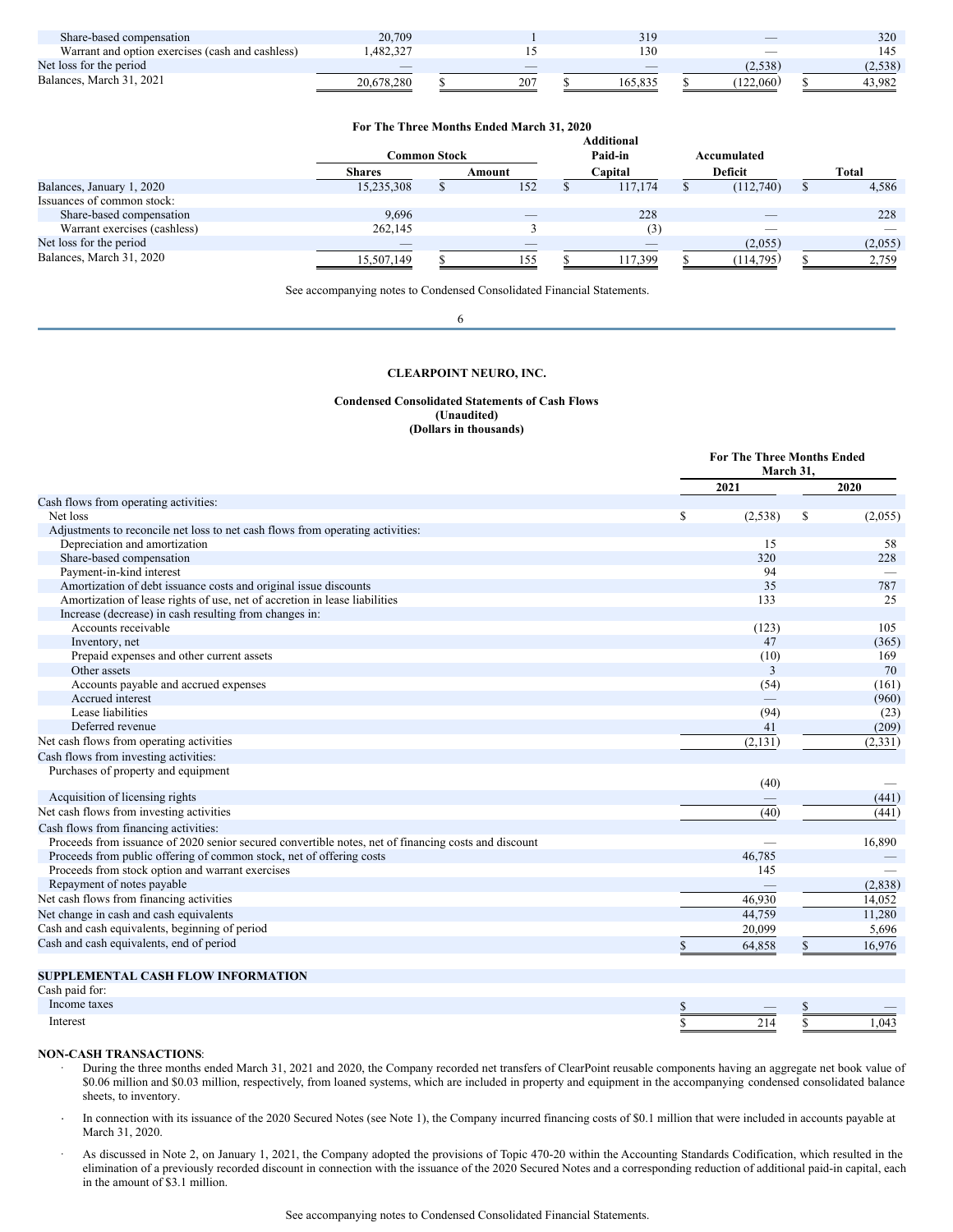| | Shares | Amount | Additional Paid-in Capital | Accumulated Deficit | Total |
|---|---|---|---|---|---|
| Share-based compensation | 20,709 | 1 | 319 | — | 320 |
| Warrant and option exercises (cash and cashless) | 1,482,327 | 15 | 130 | — | 145 |
| Net loss for the period | — | — | — | (2,538) | (2,538) |
| Balances, March 31, 2021 | 20,678,280 | $ 207 | $ 165,835 | $ (122,060) | $ 43,982 |

**For The Three Months Ended March 31, 2020**

| | Common Stock | | Additional Paid-in | Accumulated | |
|---|---|---|---|---|---|
| | Shares | Amount | Capital | Deficit | Total |
| Balances, January 1, 2020 | 15,235,308 | $ 152 | $ 117,174 | $ (112,740) | $ 4,586 |
| Issuances of common stock: | | | | | |
| Share-based compensation | 9,696 | — | 228 | — | 228 |
| Warrant exercises (cashless) | 262,145 | 3 | (3) | — | — |
| Net loss for the period | — | — | — | (2,055) | (2,055) |
| Balances, March 31, 2020 | 15,507,149 | $ 155 | $ 117,399 | $ (114,795) | $ 2,759 |

See accompanying notes to Condensed Consolidated Financial Statements.

**CLEARPOINT NEURO, INC.**

**Condensed Consolidated Statements of Cash Flows**
**(Unaudited)**
**(Dollars in thousands)**

| | For The Three Months Ended March 31, | |
|---|---|---|
| | 2021 | 2020 |
| Cash flows from operating activities: | | |
| Net loss | $ (2,538) | $ (2,055) |
| Adjustments to reconcile net loss to net cash flows from operating activities: | | |
| Depreciation and amortization | 15 | 58 |
| Share-based compensation | 320 | 228 |
| Payment-in-kind interest | 94 | — |
| Amortization of debt issuance costs and original issue discounts | 35 | 787 |
| Amortization of lease rights of use, net of accretion in lease liabilities | 133 | 25 |
| Increase (decrease) in cash resulting from changes in: | | |
| Accounts receivable | (123) | 105 |
| Inventory, net | 47 | (365) |
| Prepaid expenses and other current assets | (10) | 169 |
| Other assets | 3 | 70 |
| Accounts payable and accrued expenses | (54) | (161) |
| Accrued interest | — | (960) |
| Lease liabilities | (94) | (23) |
| Deferred revenue | 41 | (209) |
| Net cash flows from operating activities | (2,131) | (2,331) |
| Cash flows from investing activities: | | |
| Purchases of property and equipment | (40) | — |
| Acquisition of licensing rights | — | (441) |
| Net cash flows from investing activities | (40) | (441) |
| Cash flows from financing activities: | | |
| Proceeds from issuance of 2020 senior secured convertible notes, net of financing costs and discount | — | 16,890 |
| Proceeds from public offering of common stock, net of offering costs | 46,785 | — |
| Proceeds from stock option and warrant exercises | 145 | — |
| Repayment of notes payable | — | (2,838) |
| Net cash flows from financing activities | 46,930 | 14,052 |
| Net change in cash and cash equivalents | 44,759 | 11,280 |
| Cash and cash equivalents, beginning of period | 20,099 | 5,696 |
| Cash and cash equivalents, end of period | $ 64,858 | $ 16,976 |
| **SUPPLEMENTAL CASH FLOW INFORMATION** | | |
| Cash paid for: | | |
| Income taxes | $ — | $ — |
| Interest | $ 214 | $ 1,043 |

**NON-CASH TRANSACTIONS**:

- During the three months ended March 31, 2021 and 2020, the Company recorded net transfers of ClearPoint reusable components having an aggregate net book value of $0.06 million and $0.03 million, respectively, from loaned systems, which are included in property and equipment in the accompanying condensed consolidated balance sheets, to inventory.
- In connection with its issuance of the 2020 Secured Notes (see Note 1), the Company incurred financing costs of $0.1 million that were included in accounts payable at March 31, 2020.
- As discussed in Note 2, on January 1, 2021, the Company adopted the provisions of Topic 470-20 within the Accounting Standards Codification, which resulted in the elimination of a previously recorded discount in connection with the issuance of the 2020 Secured Notes and a corresponding reduction of additional paid-in capital, each in the amount of $3.1 million.

See accompanying notes to Condensed Consolidated Financial Statements.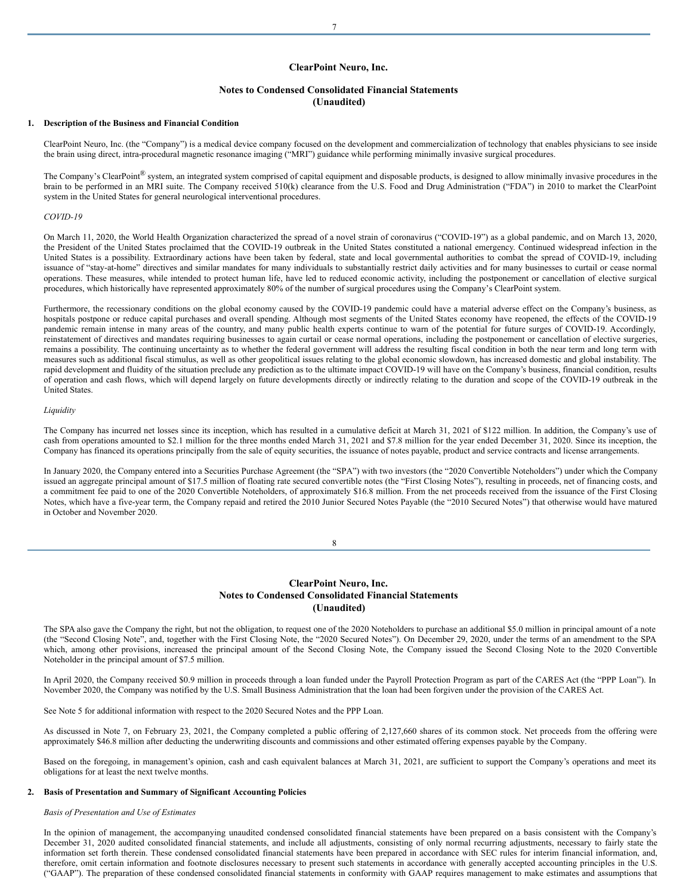# ClearPoint Neuro, Inc.

## Notes to Condensed Consolidated Financial Statements (Unaudited)

### 1. Description of the Business and Financial Condition

ClearPoint Neuro, Inc. (the "Company") is a medical device company focused on the development and commercialization of technology that enables physicians to see inside the brain using direct, intra-procedural magnetic resonance imaging ("MRI") guidance while performing minimally invasive surgical procedures.

The Company's ClearPoint® system, an integrated system comprised of capital equipment and disposable products, is designed to allow minimally invasive procedures in the brain to be performed in an MRI suite. The Company received 510(k) clearance from the U.S. Food and Drug Administration ("FDA") in 2010 to market the ClearPoint system in the United States for general neurological interventional procedures.

*COVID-19*

On March 11, 2020, the World Health Organization characterized the spread of a novel strain of coronavirus ("COVID-19") as a global pandemic, and on March 13, 2020, the President of the United States proclaimed that the COVID-19 outbreak in the United States constituted a national emergency. Continued widespread infection in the United States is a possibility. Extraordinary actions have been taken by federal, state and local governmental authorities to combat the spread of COVID-19, including issuance of "stay-at-home" directives and similar mandates for many individuals to substantially restrict daily activities and for many businesses to curtail or cease normal operations. These measures, while intended to protect human life, have led to reduced economic activity, including the postponement or cancellation of elective surgical procedures, which historically have represented approximately 80% of the number of surgical procedures using the Company's ClearPoint system.

Furthermore, the recessionary conditions on the global economy caused by the COVID-19 pandemic could have a material adverse effect on the Company's business, as hospitals postpone or reduce capital purchases and overall spending. Although most segments of the United States economy have reopened, the effects of the COVID-19 pandemic remain intense in many areas of the country, and many public health experts continue to warn of the potential for future surges of COVID-19. Accordingly, reinstatement of directives and mandates requiring businesses to again curtail or cease normal operations, including the postponement or cancellation of elective surgeries, remains a possibility. The continuing uncertainty as to whether the federal government will address the resulting fiscal condition in both the near term and long term with measures such as additional fiscal stimulus, as well as other geopolitical issues relating to the global economic slowdown, has increased domestic and global instability. The rapid development and fluidity of the situation preclude any prediction as to the ultimate impact COVID-19 will have on the Company's business, financial condition, results of operation and cash flows, which will depend largely on future developments directly or indirectly relating to the duration and scope of the COVID-19 outbreak in the United States.

*Liquidity*

The Company has incurred net losses since its inception, which has resulted in a cumulative deficit at March 31, 2021 of $122 million. In addition, the Company's use of cash from operations amounted to $2.1 million for the three months ended March 31, 2021 and $7.8 million for the year ended December 31, 2020. Since its inception, the Company has financed its operations principally from the sale of equity securities, the issuance of notes payable, product and service contracts and license arrangements.

In January 2020, the Company entered into a Securities Purchase Agreement (the "SPA") with two investors (the "2020 Convertible Noteholders") under which the Company issued an aggregate principal amount of $17.5 million of floating rate secured convertible notes (the "First Closing Notes"), resulting in proceeds, net of financing costs, and a commitment fee paid to one of the 2020 Convertible Noteholders, of approximately $16.8 million. From the net proceeds received from the issuance of the First Closing Notes, which have a five-year term, the Company repaid and retired the 2010 Junior Secured Notes Payable (the "2010 Secured Notes") that otherwise would have matured in October and November 2020.

The SPA also gave the Company the right, but not the obligation, to request one of the 2020 Noteholders to purchase an additional $5.0 million in principal amount of a note (the "Second Closing Note", and, together with the First Closing Note, the "2020 Secured Notes"). On December 29, 2020, under the terms of an amendment to the SPA which, among other provisions, increased the principal amount of the Second Closing Note, the Company issued the Second Closing Note to the 2020 Convertible Noteholder in the principal amount of $7.5 million.

In April 2020, the Company received $0.9 million in proceeds through a loan funded under the Payroll Protection Program as part of the CARES Act (the "PPP Loan"). In November 2020, the Company was notified by the U.S. Small Business Administration that the loan had been forgiven under the provision of the CARES Act.

See Note 5 for additional information with respect to the 2020 Secured Notes and the PPP Loan.

As discussed in Note 7, on February 23, 2021, the Company completed a public offering of 2,127,660 shares of its common stock. Net proceeds from the offering were approximately $46.8 million after deducting the underwriting discounts and commissions and other estimated offering expenses payable by the Company.

Based on the foregoing, in management's opinion, cash and cash equivalent balances at March 31, 2021, are sufficient to support the Company's operations and meet its obligations for at least the next twelve months.

### 2. Basis of Presentation and Summary of Significant Accounting Policies

*Basis of Presentation and Use of Estimates*

In the opinion of management, the accompanying unaudited condensed consolidated financial statements have been prepared on a basis consistent with the Company's December 31, 2020 audited consolidated financial statements, and include all adjustments, consisting of only normal recurring adjustments, necessary to fairly state the information set forth therein. These condensed consolidated financial statements have been prepared in accordance with SEC rules for interim financial information, and, therefore, omit certain information and footnote disclosures necessary to present such statements in accordance with generally accepted accounting principles in the U.S. ("GAAP"). The preparation of these condensed consolidated financial statements in conformity with GAAP requires management to make estimates and assumptions that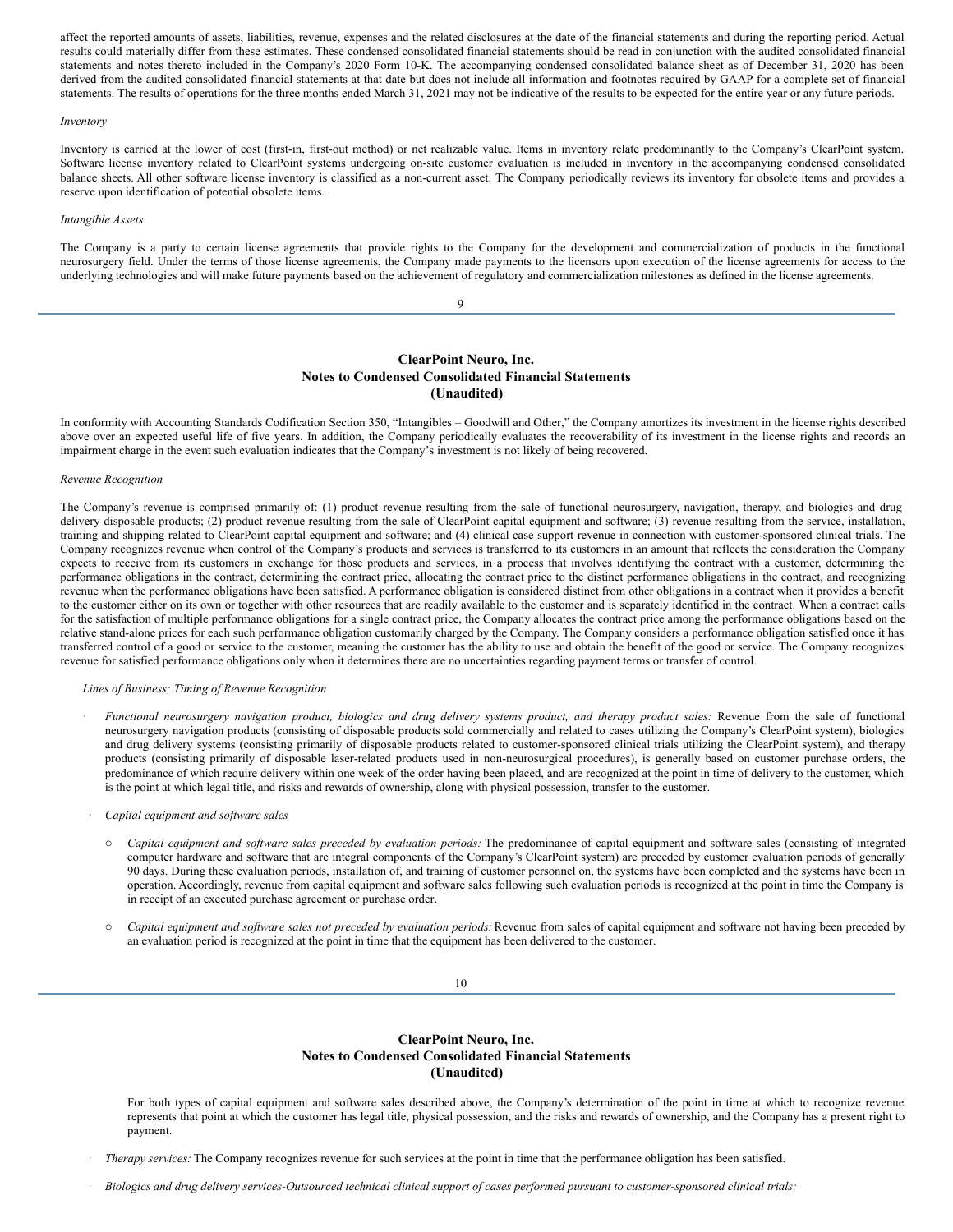affect the reported amounts of assets, liabilities, revenue, expenses and the related disclosures at the date of the financial statements and during the reporting period. Actual results could materially differ from these estimates. These condensed consolidated financial statements should be read in conjunction with the audited consolidated financial statements and notes thereto included in the Company's 2020 Form 10-K. The accompanying condensed consolidated balance sheet as of December 31, 2020 has been derived from the audited consolidated financial statements at that date but does not include all information and footnotes required by GAAP for a complete set of financial statements. The results of operations for the three months ended March 31, 2021 may not be indicative of the results to be expected for the entire year or any future periods.

*Inventory*

Inventory is carried at the lower of cost (first-in, first-out method) or net realizable value. Items in inventory relate predominantly to the Company's ClearPoint system. Software license inventory related to ClearPoint systems undergoing on-site customer evaluation is included in inventory in the accompanying condensed consolidated balance sheets. All other software license inventory is classified as a non-current asset. The Company periodically reviews its inventory for obsolete items and provides a reserve upon identification of potential obsolete items.

*Intangible Assets*

The Company is a party to certain license agreements that provide rights to the Company for the development and commercialization of products in the functional neurosurgery field. Under the terms of those license agreements, the Company made payments to the licensors upon execution of the license agreements for access to the underlying technologies and will make future payments based on the achievement of regulatory and commercialization milestones as defined in the license agreements.

In conformity with Accounting Standards Codification Section 350, "Intangibles – Goodwill and Other," the Company amortizes its investment in the license rights described above over an expected useful life of five years. In addition, the Company periodically evaluates the recoverability of its investment in the license rights and records an impairment charge in the event such evaluation indicates that the Company's investment is not likely of being recovered.

*Revenue Recognition*

The Company's revenue is comprised primarily of: (1) product revenue resulting from the sale of functional neurosurgery, navigation, therapy, and biologics and drug delivery disposable products; (2) product revenue resulting from the sale of ClearPoint capital equipment and software; (3) revenue resulting from the service, installation, training and shipping related to ClearPoint capital equipment and software; and (4) clinical case support revenue in connection with customer-sponsored clinical trials. The Company recognizes revenue when control of the Company's products and services is transferred to its customers in an amount that reflects the consideration the Company expects to receive from its customers in exchange for those products and services, in a process that involves identifying the contract with a customer, determining the performance obligations in the contract, determining the contract price, allocating the contract price to the distinct performance obligations in the contract, and recognizing revenue when the performance obligations have been satisfied. A performance obligation is considered distinct from other obligations in a contract when it provides a benefit to the customer either on its own or together with other resources that are readily available to the customer and is separately identified in the contract. When a contract calls for the satisfaction of multiple performance obligations for a single contract price, the Company allocates the contract price among the performance obligations based on the relative stand-alone prices for each such performance obligation customarily charged by the Company. The Company considers a performance obligation satisfied once it has transferred control of a good or service to the customer, meaning the customer has the ability to use and obtain the benefit of the good or service. The Company recognizes revenue for satisfied performance obligations only when it determines there are no uncertainties regarding payment terms or transfer of control.

*Lines of Business; Timing of Revenue Recognition*

- *Functional neurosurgery navigation product, biologics and drug delivery systems product, and therapy product sales:* Revenue from the sale of functional neurosurgery navigation products (consisting of disposable products sold commercially and related to cases utilizing the Company's ClearPoint system), biologics and drug delivery systems (consisting primarily of disposable products related to customer-sponsored clinical trials utilizing the ClearPoint system), and therapy products (consisting primarily of disposable laser-related products used in non-neurosurgical procedures), is generally based on customer purchase orders, the predominance of which require delivery within one week of the order having been placed, and are recognized at the point in time of delivery to the customer, which is the point at which legal title, and risks and rewards of ownership, along with physical possession, transfer to the customer.

- *Capital equipment and software sales*

  - *Capital equipment and software sales preceded by evaluation periods:* The predominance of capital equipment and software sales (consisting of integrated computer hardware and software that are integral components of the Company's ClearPoint system) are preceded by customer evaluation periods of generally 90 days. During these evaluation periods, installation of, and training of customer personnel on, the systems have been completed and the systems have been in operation. Accordingly, revenue from capital equipment and software sales following such evaluation periods is recognized at the point in time the Company is in receipt of an executed purchase agreement or purchase order.

  - *Capital equipment and software sales not preceded by evaluation periods:* Revenue from sales of capital equipment and software not having been preceded by an evaluation period is recognized at the point in time that the equipment has been delivered to the customer.

  For both types of capital equipment and software sales described above, the Company's determination of the point in time at which to recognize revenue represents that point at which the customer has legal title, physical possession, and the risks and rewards of ownership, and the Company has a present right to payment.

- *Therapy services:* The Company recognizes revenue for such services at the point in time that the performance obligation has been satisfied.

- *Biologics and drug delivery services-Outsourced technical clinical support of cases performed pursuant to customer-sponsored clinical trials:*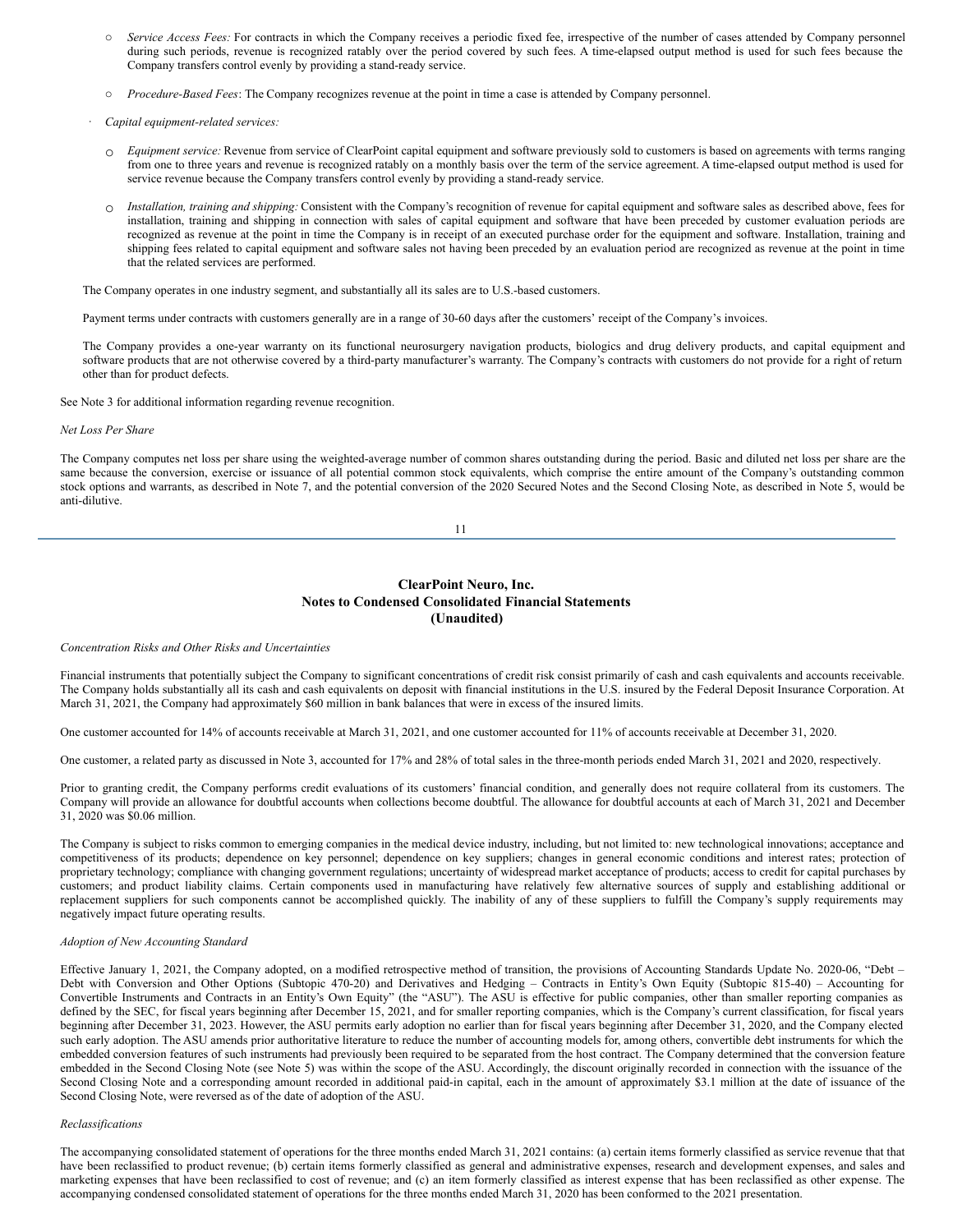- *Service Access Fees:* For contracts in which the Company receives a periodic fixed fee, irrespective of the number of cases attended by Company personnel during such periods, revenue is recognized ratably over the period covered by such fees. A time-elapsed output method is used for such fees because the Company transfers control evenly by providing a stand-ready service.
- *Procedure-Based Fees*: The Company recognizes revenue at the point in time a case is attended by Company personnel.

- *Capital equipment-related services:*
  - *Equipment service:* Revenue from service of ClearPoint capital equipment and software previously sold to customers is based on agreements with terms ranging from one to three years and revenue is recognized ratably on a monthly basis over the term of the service agreement. A time-elapsed output method is used for service revenue because the Company transfers control evenly by providing a stand-ready service.
  - *Installation, training and shipping:* Consistent with the Company's recognition of revenue for capital equipment and software sales as described above, fees for installation, training and shipping in connection with sales of capital equipment and software that have been preceded by customer evaluation periods are recognized as revenue at the point in time the Company is in receipt of an executed purchase order for the equipment and software. Installation, training and shipping fees related to capital equipment and software sales not having been preceded by an evaluation period are recognized as revenue at the point in time that the related services are performed.

The Company operates in one industry segment, and substantially all its sales are to U.S.-based customers.

Payment terms under contracts with customers generally are in a range of 30-60 days after the customers' receipt of the Company's invoices.

The Company provides a one-year warranty on its functional neurosurgery navigation products, biologics and drug delivery products, and capital equipment and software products that are not otherwise covered by a third-party manufacturer's warranty. The Company's contracts with customers do not provide for a right of return other than for product defects.

See Note 3 for additional information regarding revenue recognition.

*Net Loss Per Share*

The Company computes net loss per share using the weighted-average number of common shares outstanding during the period. Basic and diluted net loss per share are the same because the conversion, exercise or issuance of all potential common stock equivalents, which comprise the entire amount of the Company's outstanding common stock options and warrants, as described in Note 7, and the potential conversion of the 2020 Secured Notes and the Second Closing Note, as described in Note 5, would be anti-dilutive.

## ClearPoint Neuro, Inc.
## Notes to Condensed Consolidated Financial Statements
## (Unaudited)

*Concentration Risks and Other Risks and Uncertainties*

Financial instruments that potentially subject the Company to significant concentrations of credit risk consist primarily of cash and cash equivalents and accounts receivable. The Company holds substantially all its cash and cash equivalents on deposit with financial institutions in the U.S. insured by the Federal Deposit Insurance Corporation. At March 31, 2021, the Company had approximately $60 million in bank balances that were in excess of the insured limits.

One customer accounted for 14% of accounts receivable at March 31, 2021, and one customer accounted for 11% of accounts receivable at December 31, 2020.

One customer, a related party as discussed in Note 3, accounted for 17% and 28% of total sales in the three-month periods ended March 31, 2021 and 2020, respectively.

Prior to granting credit, the Company performs credit evaluations of its customers' financial condition, and generally does not require collateral from its customers. The Company will provide an allowance for doubtful accounts when collections become doubtful. The allowance for doubtful accounts at each of March 31, 2021 and December 31, 2020 was $0.06 million.

The Company is subject to risks common to emerging companies in the medical device industry, including, but not limited to: new technological innovations; acceptance and competitiveness of its products; dependence on key personnel; dependence on key suppliers; changes in general economic conditions and interest rates; protection of proprietary technology; compliance with changing government regulations; uncertainty of widespread market acceptance of products; access to credit for capital purchases by customers; and product liability claims. Certain components used in manufacturing have relatively few alternative sources of supply and establishing additional or replacement suppliers for such components cannot be accomplished quickly. The inability of any of these suppliers to fulfill the Company's supply requirements may negatively impact future operating results.

*Adoption of New Accounting Standard*

Effective January 1, 2021, the Company adopted, on a modified retrospective method of transition, the provisions of Accounting Standards Update No. 2020-06, "Debt – Debt with Conversion and Other Options (Subtopic 470-20) and Derivatives and Hedging – Contracts in Entity's Own Equity (Subtopic 815-40) – Accounting for Convertible Instruments and Contracts in an Entity's Own Equity" (the "ASU"). The ASU is effective for public companies, other than smaller reporting companies as defined by the SEC, for fiscal years beginning after December 15, 2021, and for smaller reporting companies, which is the Company's current classification, for fiscal years beginning after December 31, 2023. However, the ASU permits early adoption no earlier than for fiscal years beginning after December 31, 2020, and the Company elected such early adoption. The ASU amends prior authoritative literature to reduce the number of accounting models for, among others, convertible debt instruments for which the embedded conversion features of such instruments had previously been required to be separated from the host contract. The Company determined that the conversion feature embedded in the Second Closing Note (see Note 5) was within the scope of the ASU. Accordingly, the discount originally recorded in connection with the issuance of the Second Closing Note and a corresponding amount recorded in additional paid-in capital, each in the amount of approximately $3.1 million at the date of issuance of the Second Closing Note, were reversed as of the date of adoption of the ASU.

*Reclassifications*

The accompanying consolidated statement of operations for the three months ended March 31, 2021 contains: (a) certain items formerly classified as service revenue that that have been reclassified to product revenue; (b) certain items formerly classified as general and administrative expenses, research and development expenses, and sales and marketing expenses that have been reclassified to cost of revenue; and (c) an item formerly classified as interest expense that has been reclassified as other expense. The accompanying condensed consolidated statement of operations for the three months ended March 31, 2020 has been conformed to the 2021 presentation.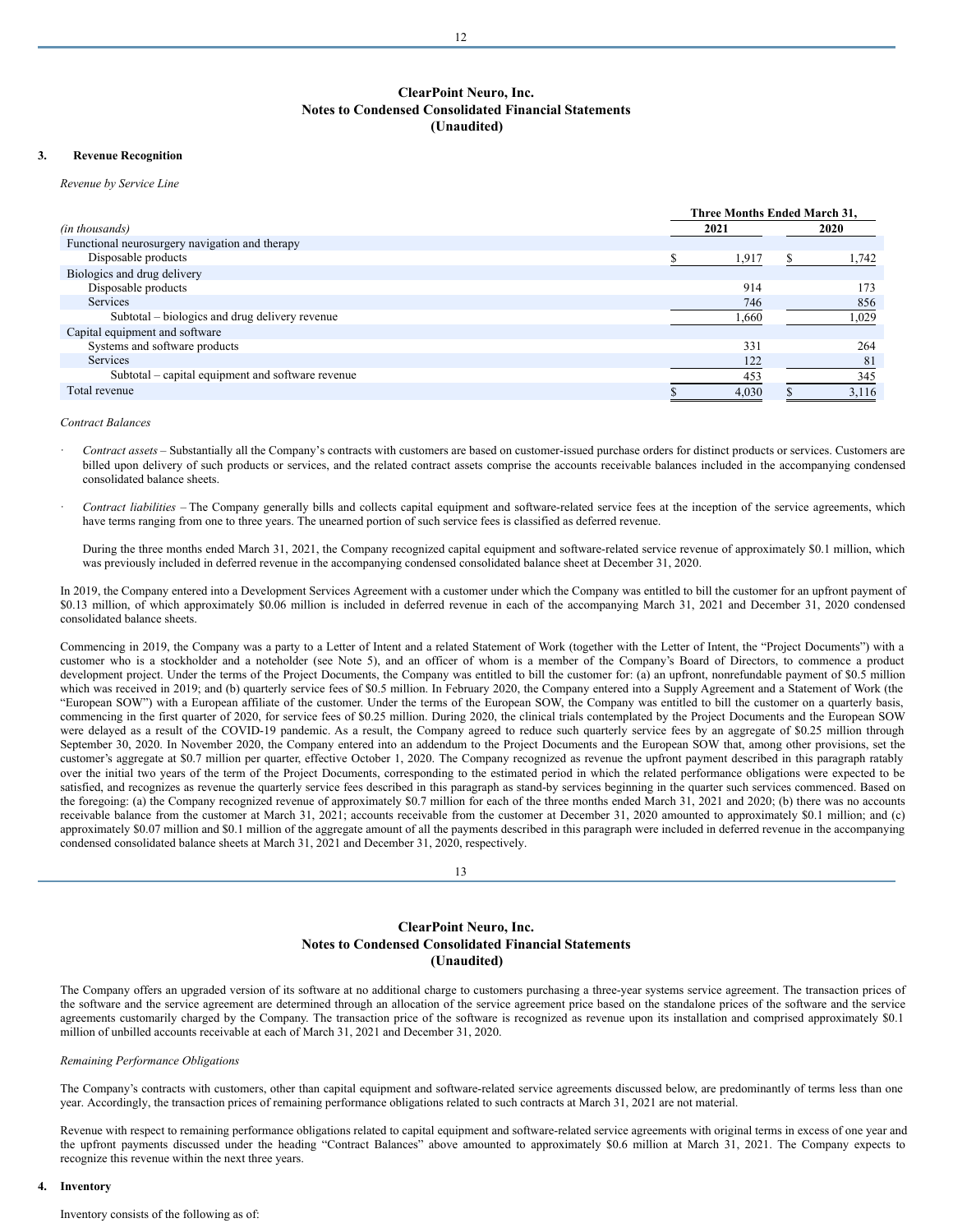## ClearPoint Neuro, Inc.
## Notes to Condensed Consolidated Financial Statements
## (Unaudited)

### 3. Revenue Recognition

*Revenue by Service Line*

| *(in thousands)* | Three Months Ended March 31, 2021 | Three Months Ended March 31, 2020 |
|---|---|---|
| Functional neurosurgery navigation and therapy | | |
| Disposable products | $ 1,917 | $ 1,742 |
| Biologics and drug delivery | | |
| Disposable products | 914 | 173 |
| Services | 746 | 856 |
| Subtotal – biologics and drug delivery revenue | 1,660 | 1,029 |
| Capital equipment and software | | |
| Systems and software products | 331 | 264 |
| Services | 122 | 81 |
| Subtotal – capital equipment and software revenue | 453 | 345 |
| Total revenue | $ 4,030 | $ 3,116 |

*Contract Balances*

- *Contract assets* – Substantially all the Company's contracts with customers are based on customer-issued purchase orders for distinct products or services. Customers are billed upon delivery of such products or services, and the related contract assets comprise the accounts receivable balances included in the accompanying condensed consolidated balance sheets.

- *Contract liabilities* – The Company generally bills and collects capital equipment and software-related service fees at the inception of the service agreements, which have terms ranging from one to three years. The unearned portion of such service fees is classified as deferred revenue.

  During the three months ended March 31, 2021, the Company recognized capital equipment and software-related service revenue of approximately $0.1 million, which was previously included in deferred revenue in the accompanying condensed consolidated balance sheet at December 31, 2020.

In 2019, the Company entered into a Development Services Agreement with a customer under which the Company was entitled to bill the customer for an upfront payment of $0.13 million, of which approximately $0.06 million is included in deferred revenue in each of the accompanying March 31, 2021 and December 31, 2020 condensed consolidated balance sheets.

Commencing in 2019, the Company was a party to a Letter of Intent and a related Statement of Work (together with the Letter of Intent, the "Project Documents") with a customer who is a stockholder and a noteholder (see Note 5), and an officer of whom is a member of the Company's Board of Directors, to commence a product development project. Under the terms of the Project Documents, the Company was entitled to bill the customer for: (a) an upfront, nonrefundable payment of $0.5 million which was received in 2019; and (b) quarterly service fees of $0.5 million. In February 2020, the Company entered into a Supply Agreement and a Statement of Work (the "European SOW") with a European affiliate of the customer. Under the terms of the European SOW, the Company was entitled to bill the customer on a quarterly basis, commencing in the first quarter of 2020, for service fees of $0.25 million. During 2020, the clinical trials contemplated by the Project Documents and the European SOW were delayed as a result of the COVID-19 pandemic. As a result, the Company agreed to reduce such quarterly service fees by an aggregate of $0.25 million through September 30, 2020. In November 2020, the Company entered into an addendum to the Project Documents and the European SOW that, among other provisions, set the customer's aggregate at $0.7 million per quarter, effective October 1, 2020. The Company recognized as revenue the upfront payment described in this paragraph ratably over the initial two years of the term of the Project Documents, corresponding to the estimated period in which the related performance obligations were expected to be satisfied, and recognizes as revenue the quarterly service fees described in this paragraph as stand-by services beginning in the quarter such services commenced. Based on the foregoing: (a) the Company recognized revenue of approximately $0.7 million for each of the three months ended March 31, 2021 and 2020; (b) there was no accounts receivable balance from the customer at March 31, 2021; accounts receivable from the customer at December 31, 2020 amounted to approximately $0.1 million; and (c) approximately $0.07 million and $0.1 million of the aggregate amount of all the payments described in this paragraph were included in deferred revenue in the accompanying condensed consolidated balance sheets at March 31, 2021 and December 31, 2020, respectively.

The Company offers an upgraded version of its software at no additional charge to customers purchasing a three-year systems service agreement. The transaction prices of the software and the service agreement are determined through an allocation of the service agreement price based on the standalone prices of the software and the service agreements customarily charged by the Company. The transaction price of the software is recognized as revenue upon its installation and comprised approximately $0.1 million of unbilled accounts receivable at each of March 31, 2021 and December 31, 2020.

*Remaining Performance Obligations*

The Company's contracts with customers, other than capital equipment and software-related service agreements discussed below, are predominantly of terms less than one year. Accordingly, the transaction prices of remaining performance obligations related to such contracts at March 31, 2021 are not material.

Revenue with respect to remaining performance obligations related to capital equipment and software-related service agreements with original terms in excess of one year and the upfront payments discussed under the heading "Contract Balances" above amounted to approximately $0.6 million at March 31, 2021. The Company expects to recognize this revenue within the next three years.

### 4. Inventory

Inventory consists of the following as of: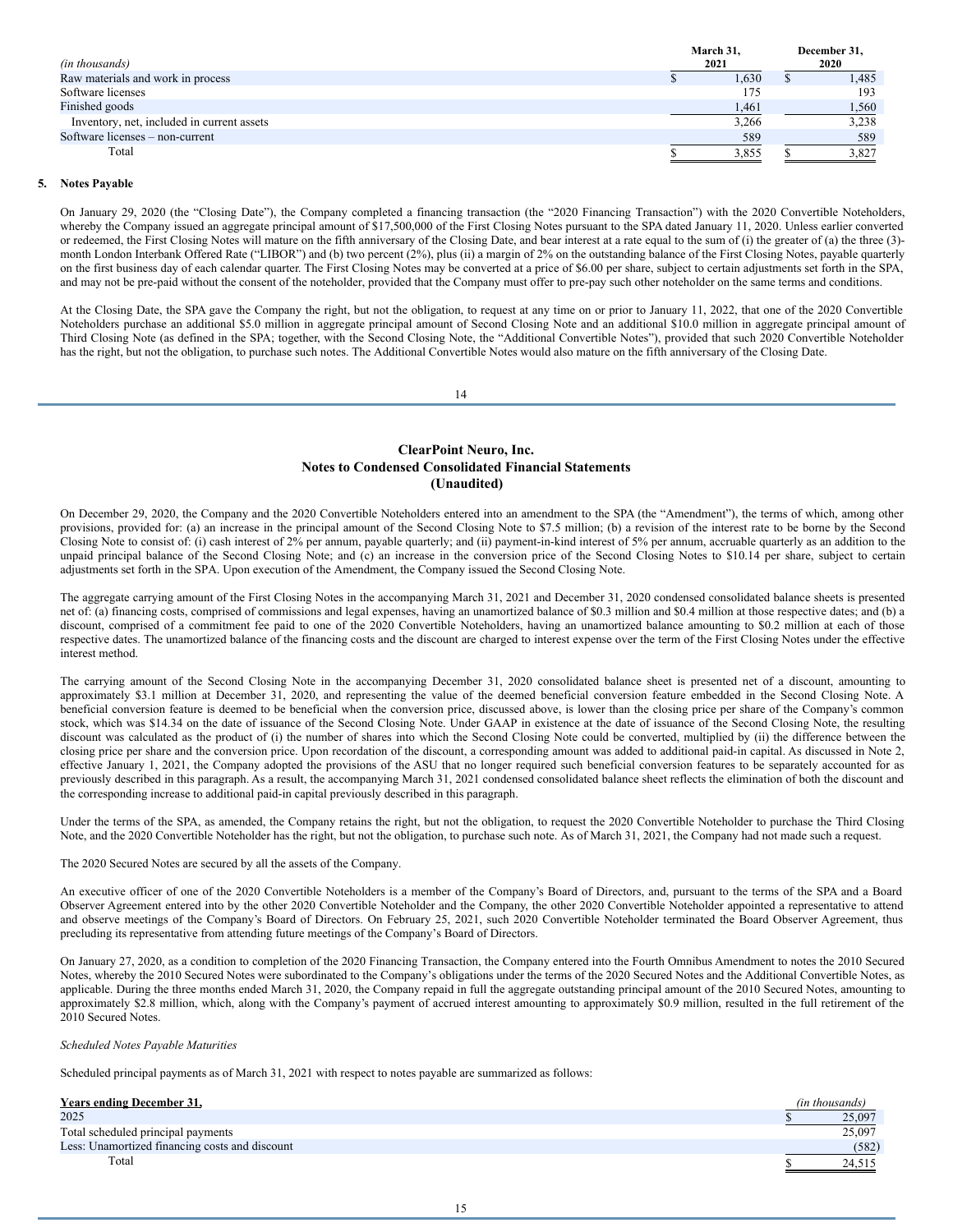| *(in thousands)* | March 31, 2021 | December 31, 2020 |
|---|---|---|
| Raw materials and work in process | $ 1,630 | $ 1,485 |
| Software licenses | 175 | 193 |
| Finished goods | 1,461 | 1,560 |
| Inventory, net, included in current assets | 3,266 | 3,238 |
| Software licenses – non-current | 589 | 589 |
| Total | $ 3,855 | $ 3,827 |

## 5. Notes Payable

On January 29, 2020 (the "Closing Date"), the Company completed a financing transaction (the "2020 Financing Transaction") with the 2020 Convertible Noteholders, whereby the Company issued an aggregate principal amount of $17,500,000 of the First Closing Notes pursuant to the SPA dated January 11, 2020. Unless earlier converted or redeemed, the First Closing Notes will mature on the fifth anniversary of the Closing Date, and bear interest at a rate equal to the sum of (i) the greater of (a) the three (3)-month London Interbank Offered Rate ("LIBOR") and (b) two percent (2%), plus (ii) a margin of 2% on the outstanding balance of the First Closing Notes, payable quarterly on the first business day of each calendar quarter. The First Closing Notes may be converted at a price of $6.00 per share, subject to certain adjustments set forth in the SPA, and may not be pre-paid without the consent of the noteholder, provided that the Company must offer to pre-pay such other noteholder on the same terms and conditions.

At the Closing Date, the SPA gave the Company the right, but not the obligation, to request at any time on or prior to January 11, 2022, that one of the 2020 Convertible Noteholders purchase an additional $5.0 million in aggregate principal amount of Second Closing Note and an additional $10.0 million in aggregate principal amount of Third Closing Note (as defined in the SPA; together, with the Second Closing Note, the "Additional Convertible Notes"), provided that such 2020 Convertible Noteholder has the right, but not the obligation, to purchase such notes. The Additional Convertible Notes would also mature on the fifth anniversary of the Closing Date.

On December 29, 2020, the Company and the 2020 Convertible Noteholders entered into an amendment to the SPA (the "Amendment"), the terms of which, among other provisions, provided for: (a) an increase in the principal amount of the Second Closing Note to $7.5 million; (b) a revision of the interest rate to be borne by the Second Closing Note to consist of: (i) cash interest of 2% per annum, payable quarterly; and (ii) payment-in-kind interest of 5% per annum, accruable quarterly as an addition to the unpaid principal balance of the Second Closing Note; and (c) an increase in the conversion price of the Second Closing Notes to $10.14 per share, subject to certain adjustments set forth in the SPA. Upon execution of the Amendment, the Company issued the Second Closing Note.

The aggregate carrying amount of the First Closing Notes in the accompanying March 31, 2021 and December 31, 2020 condensed consolidated balance sheets is presented net of: (a) financing costs, comprised of commissions and legal expenses, having an unamortized balance of $0.3 million and $0.4 million at those respective dates; and (b) a discount, comprised of a commitment fee paid to one of the 2020 Convertible Noteholders, having an unamortized balance amounting to $0.2 million at each of those respective dates. The unamortized balance of the financing costs and the discount are charged to interest expense over the term of the First Closing Notes under the effective interest method.

The carrying amount of the Second Closing Note in the accompanying December 31, 2020 consolidated balance sheet is presented net of a discount, amounting to approximately $3.1 million at December 31, 2020, and representing the value of the deemed beneficial conversion feature embedded in the Second Closing Note. A beneficial conversion feature is deemed to be beneficial when the conversion price, discussed above, is lower than the closing price per share of the Company's common stock, which was $14.34 on the date of issuance of the Second Closing Note. Under GAAP in existence at the date of issuance of the Second Closing Note, the resulting discount was calculated as the product of (i) the number of shares into which the Second Closing Note could be converted, multiplied by (ii) the difference between the closing price per share and the conversion price. Upon recordation of the discount, a corresponding amount was added to additional paid-in capital. As discussed in Note 2, effective January 1, 2021, the Company adopted the provisions of the ASU that no longer required such beneficial conversion features to be separately accounted for as previously described in this paragraph. As a result, the accompanying March 31, 2021 condensed consolidated balance sheet reflects the elimination of both the discount and the corresponding increase to additional paid-in capital previously described in this paragraph.

Under the terms of the SPA, as amended, the Company retains the right, but not the obligation, to request the 2020 Convertible Noteholder to purchase the Third Closing Note, and the 2020 Convertible Noteholder has the right, but not the obligation, to purchase such note. As of March 31, 2021, the Company had not made such a request.

The 2020 Secured Notes are secured by all the assets of the Company.

An executive officer of one of the 2020 Convertible Noteholders is a member of the Company's Board of Directors, and, pursuant to the terms of the SPA and a Board Observer Agreement entered into by the other 2020 Convertible Noteholder and the Company, the other 2020 Convertible Noteholder appointed a representative to attend and observe meetings of the Company's Board of Directors. On February 25, 2021, such 2020 Convertible Noteholder terminated the Board Observer Agreement, thus precluding its representative from attending future meetings of the Company's Board of Directors.

On January 27, 2020, as a condition to completion of the 2020 Financing Transaction, the Company entered into the Fourth Omnibus Amendment to notes the 2010 Secured Notes, whereby the 2010 Secured Notes were subordinated to the Company's obligations under the terms of the 2020 Secured Notes and the Additional Convertible Notes, as applicable. During the three months ended March 31, 2020, the Company repaid in full the aggregate outstanding principal amount of the 2010 Secured Notes, amounting to approximately $2.8 million, which, along with the Company's payment of accrued interest amounting to approximately $0.9 million, resulted in the full retirement of the 2010 Secured Notes.

*Scheduled Notes Payable Maturities*

Scheduled principal payments as of March 31, 2021 with respect to notes payable are summarized as follows:

| **Years ending December 31,** | *(in thousands)* |
|---|---|
| 2025 | $ 25,097 |
| Total scheduled principal payments | 25,097 |
| Less: Unamortized financing costs and discount | (582) |
| Total | $ 24,515 |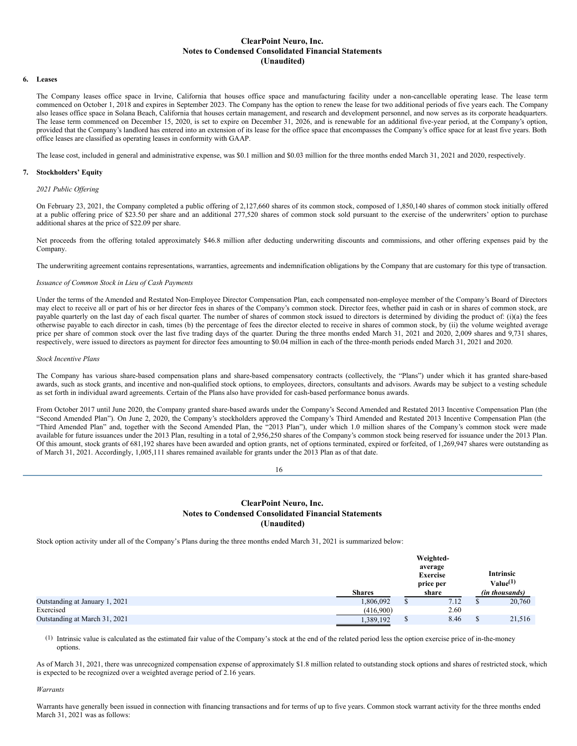### 6. Leases

The Company leases office space in Irvine, California that houses office space and manufacturing facility under a non-cancellable operating lease. The lease term commenced on October 1, 2018 and expires in September 2023. The Company has the option to renew the lease for two additional periods of five years each. The Company also leases office space in Solana Beach, California that houses certain management, and research and development personnel, and now serves as its corporate headquarters. The lease term commenced on December 15, 2020, is set to expire on December 31, 2026, and is renewable for an additional five-year period, at the Company's option, provided that the Company's landlord has entered into an extension of its lease for the office space that encompasses the Company's office space for at least five years. Both office leases are classified as operating leases in conformity with GAAP.

The lease cost, included in general and administrative expense, was $0.1 million and $0.03 million for the three months ended March 31, 2021 and 2020, respectively.

### 7. Stockholders' Equity

*2021 Public Offering*

On February 23, 2021, the Company completed a public offering of 2,127,660 shares of its common stock, composed of 1,850,140 shares of common stock initially offered at a public offering price of $23.50 per share and an additional 277,520 shares of common stock sold pursuant to the exercise of the underwriters' option to purchase additional shares at the price of $22.09 per share.

Net proceeds from the offering totaled approximately $46.8 million after deducting underwriting discounts and commissions, and other offering expenses paid by the Company.

The underwriting agreement contains representations, warranties, agreements and indemnification obligations by the Company that are customary for this type of transaction.

*Issuance of Common Stock in Lieu of Cash Payments*

Under the terms of the Amended and Restated Non-Employee Director Compensation Plan, each compensated non-employee member of the Company's Board of Directors may elect to receive all or part of his or her director fees in shares of the Company's common stock. Director fees, whether paid in cash or in shares of common stock, are payable quarterly on the last day of each fiscal quarter. The number of shares of common stock issued to directors is determined by dividing the product of: (i)(a) the fees otherwise payable to each director in cash, times (b) the percentage of fees the director elected to receive in shares of common stock, by (ii) the volume weighted average price per share of common stock over the last five trading days of the quarter. During the three months ended March 31, 2021 and 2020, 2,009 shares and 9,731 shares, respectively, were issued to directors as payment for director fees amounting to $0.04 million in each of the three-month periods ended March 31, 2021 and 2020.

*Stock Incentive Plans*

The Company has various share-based compensation plans and share-based compensatory contracts (collectively, the "Plans") under which it has granted share-based awards, such as stock grants, and incentive and non-qualified stock options, to employees, directors, consultants and advisors. Awards may be subject to a vesting schedule as set forth in individual award agreements. Certain of the Plans also have provided for cash-based performance bonus awards.

From October 2017 until June 2020, the Company granted share-based awards under the Company's Second Amended and Restated 2013 Incentive Compensation Plan (the "Second Amended Plan"). On June 2, 2020, the Company's stockholders approved the Company's Third Amended and Restated 2013 Incentive Compensation Plan (the "Third Amended Plan" and, together with the Second Amended Plan, the "2013 Plan"), under which 1.0 million shares of the Company's common stock were made available for future issuances under the 2013 Plan, resulting in a total of 2,956,250 shares of the Company's common stock being reserved for issuance under the 2013 Plan. Of this amount, stock grants of 681,192 shares have been awarded and option grants, net of options terminated, expired or forfeited, of 1,269,947 shares were outstanding as of March 31, 2021. Accordingly, 1,005,111 shares remained available for grants under the 2013 Plan as of that date.

Stock option activity under all of the Company's Plans during the three months ended March 31, 2021 is summarized below:

| | Shares | Weighted-average Exercise price per share | Intrinsic Value[(1)] *(in thousands)* |
|---|---|---|---|
| Outstanding at January 1, 2021 | 1,806,092 | $ 7.12 | $ 20,760 |
| Exercised | (416,900) | 2.60 | |
| Outstanding at March 31, 2021 | 1,389,192 | $ 8.46 | $ 21,516 |

(1) Intrinsic value is calculated as the estimated fair value of the Company's stock at the end of the related period less the option exercise price of in-the-money options.

As of March 31, 2021, there was unrecognized compensation expense of approximately $1.8 million related to outstanding stock options and shares of restricted stock, which is expected to be recognized over a weighted average period of 2.16 years.

*Warrants*

Warrants have generally been issued in connection with financing transactions and for terms of up to five years. Common stock warrant activity for the three months ended March 31, 2021 was as follows: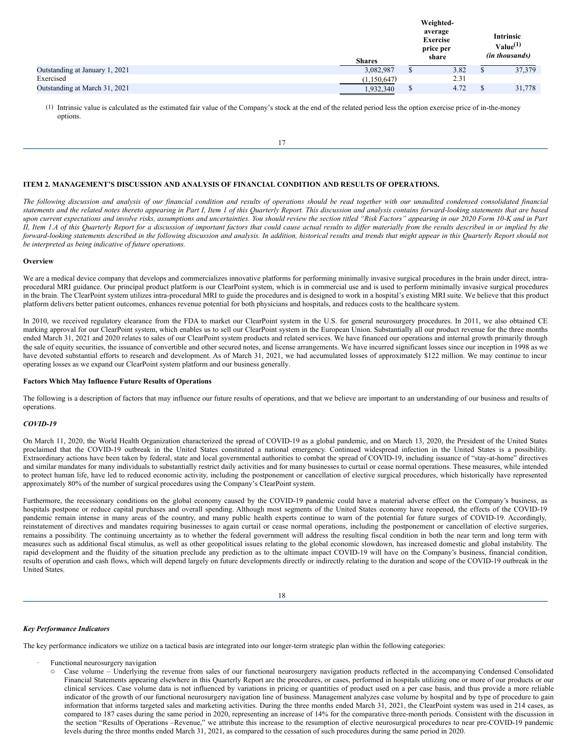| | Shares | Weighted-average Exercise price per share | Intrinsic Value[(1)] (in thousands) |
|---|---|---|---|
| Outstanding at January 1, 2021 | 3,082,987 | $ 3.82 | $ 37,379 |
| Exercised | (1,150,647) | 2.31 | |
| Outstanding at March 31, 2021 | 1,932,340 | $ 4.72 | $ 31,778 |

(1) Intrinsic value is calculated as the estimated fair value of the Company's stock at the end of the related period less the option exercise price of in-the-money options.

## ITEM 2. MANAGEMENT'S DISCUSSION AND ANALYSIS OF FINANCIAL CONDITION AND RESULTS OF OPERATIONS.

*The following discussion and analysis of our financial condition and results of operations should be read together with our unaudited condensed consolidated financial statements and the related notes thereto appearing in Part I, Item 1 of this Quarterly Report. This discussion and analysis contains forward-looking statements that are based upon current expectations and involve risks, assumptions and uncertainties. You should review the section titled "Risk Factors" appearing in our 2020 Form 10-K and in Part II, Item 1.A of this Quarterly Report for a discussion of important factors that could cause actual results to differ materially from the results described in or implied by the forward-looking statements described in the following discussion and analysis. In addition, historical results and trends that might appear in this Quarterly Report should not be interpreted as being indicative of future operations.*

### Overview

We are a medical device company that develops and commercializes innovative platforms for performing minimally invasive surgical procedures in the brain under direct, intra-procedural MRI guidance. Our principal product platform is our ClearPoint system, which is in commercial use and is used to perform minimally invasive surgical procedures in the brain. The ClearPoint system utilizes intra-procedural MRI to guide the procedures and is designed to work in a hospital's existing MRI suite. We believe that this product platform delivers better patient outcomes, enhances revenue potential for both physicians and hospitals, and reduces costs to the healthcare system.

In 2010, we received regulatory clearance from the FDA to market our ClearPoint system in the U.S. for general neurosurgery procedures. In 2011, we also obtained CE marking approval for our ClearPoint system, which enables us to sell our ClearPoint system in the European Union. Substantially all our product revenue for the three months ended March 31, 2021 and 2020 relates to sales of our ClearPoint system products and related services. We have financed our operations and internal growth primarily through the sale of equity securities, the issuance of convertible and other secured notes, and license arrangements. We have incurred significant losses since our inception in 1998 as we have devoted substantial efforts to research and development. As of March 31, 2021, we had accumulated losses of approximately $122 million. We may continue to incur operating losses as we expand our ClearPoint system platform and our business generally.

### Factors Which May Influence Future Results of Operations

The following is a description of factors that may influence our future results of operations, and that we believe are important to an understanding of our business and results of operations.

#### *COVID-19*

On March 11, 2020, the World Health Organization characterized the spread of COVID-19 as a global pandemic, and on March 13, 2020, the President of the United States proclaimed that the COVID-19 outbreak in the United States constituted a national emergency. Continued widespread infection in the United States is a possibility. Extraordinary actions have been taken by federal, state and local governmental authorities to combat the spread of COVID-19, including issuance of "stay-at-home" directives and similar mandates for many individuals to substantially restrict daily activities and for many businesses to curtail or cease normal operations. These measures, while intended to protect human life, have led to reduced economic activity, including the postponement or cancellation of elective surgical procedures, which historically have represented approximately 80% of the number of surgical procedures using the Company's ClearPoint system.

Furthermore, the recessionary conditions on the global economy caused by the COVID-19 pandemic could have a material adverse effect on the Company's business, as hospitals postpone or reduce capital purchases and overall spending. Although most segments of the United States economy have reopened, the effects of the COVID-19 pandemic remain intense in many areas of the country, and many public health experts continue to warn of the potential for future surges of COVID-19. Accordingly, reinstatement of directives and mandates requiring businesses to again curtail or cease normal operations, including the postponement or cancellation of elective surgeries, remains a possibility. The continuing uncertainty as to whether the federal government will address the resulting fiscal condition in both the near term and long term with measures such as additional fiscal stimulus, as well as other geopolitical issues relating to the global economic slowdown, has increased domestic and global instability. The rapid development and the fluidity of the situation preclude any prediction as to the ultimate impact COVID-19 will have on the Company's business, financial condition, results of operation and cash flows, which will depend largely on future developments directly or indirectly relating to the duration and scope of the COVID-19 outbreak in the United States.

#### *Key Performance Indicators*

The key performance indicators we utilize on a tactical basis are integrated into our longer-term strategic plan within the following categories:

- Functional neurosurgery navigation
  - Case volume – Underlying the revenue from sales of our functional neurosurgery navigation products reflected in the accompanying Condensed Consolidated Financial Statements appearing elsewhere in this Quarterly Report are the procedures, or cases, performed in hospitals utilizing one or more of our products or our clinical services. Case volume data is not influenced by variations in pricing or quantities of product used on a per case basis, and thus provide a more reliable indicator of the growth of our functional neurosurgery navigation line of business. Management analyzes case volume by hospital and by type of procedure to gain information that informs targeted sales and marketing activities. During the three months ended March 31, 2021, the ClearPoint system was used in 214 cases, as compared to 187 cases during the same period in 2020, representing an increase of 14% for the comparative three-month periods. Consistent with the discussion in the section "Results of Operations –Revenue," we attribute this increase to the resumption of elective neurosurgical procedures to near pre-COVID-19 pandemic levels during the three months ended March 31, 2021, as compared to the cessation of such procedures during the same period in 2020.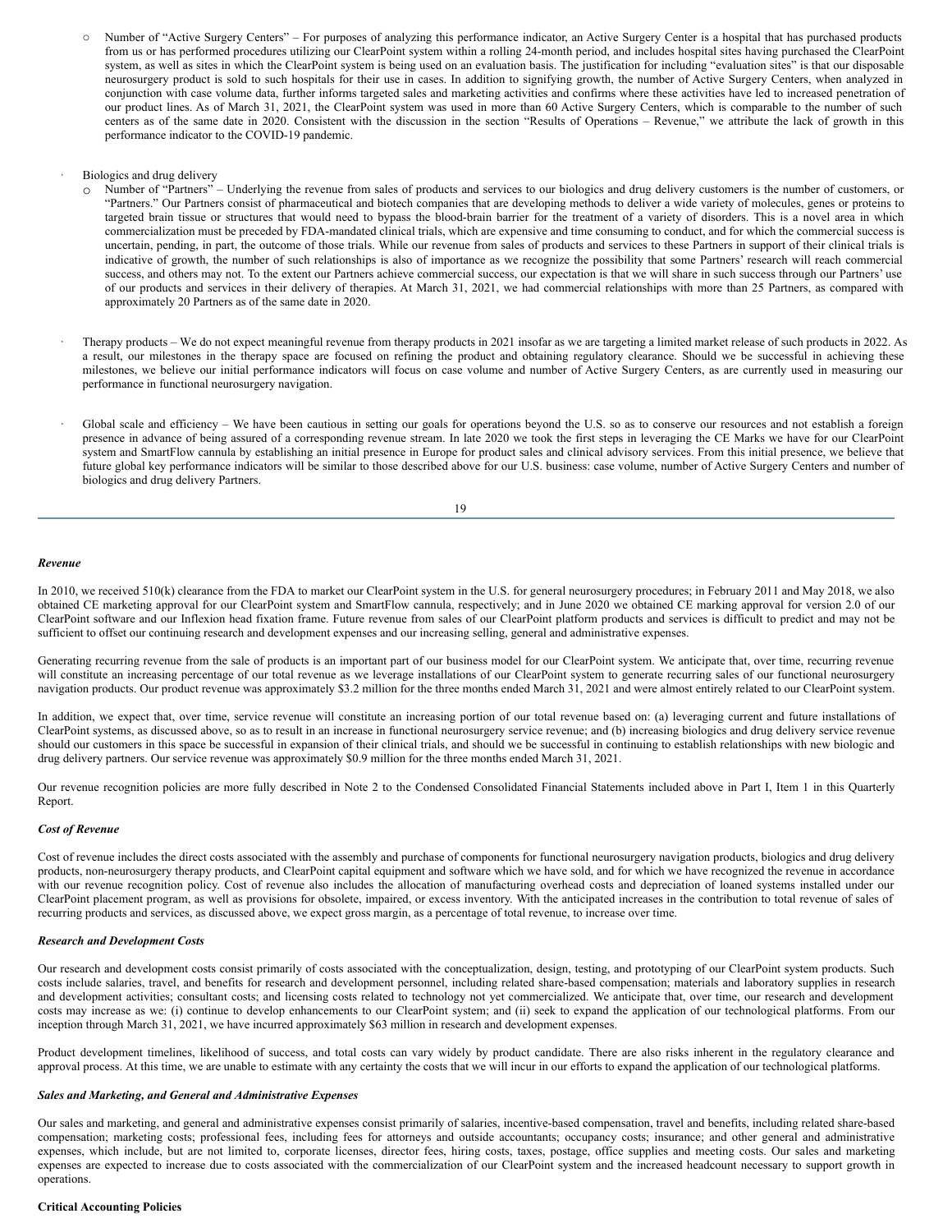- Number of "Active Surgery Centers" – For purposes of analyzing this performance indicator, an Active Surgery Center is a hospital that has purchased products from us or has performed procedures utilizing our ClearPoint system within a rolling 24-month period, and includes hospital sites having purchased the ClearPoint system, as well as sites in which the ClearPoint system is being used on an evaluation basis. The justification for including "evaluation sites" is that our disposable neurosurgery product is sold to such hospitals for their use in cases. In addition to signifying growth, the number of Active Surgery Centers, when analyzed in conjunction with case volume data, further informs targeted sales and marketing activities and confirms where these activities have led to increased penetration of our product lines. As of March 31, 2021, the ClearPoint system was used in more than 60 Active Surgery Centers, which is comparable to the number of such centers as of the same date in 2020. Consistent with the discussion in the section "Results of Operations – Revenue," we attribute the lack of growth in this performance indicator to the COVID-19 pandemic.

- Biologics and drug delivery
  - Number of "Partners" – Underlying the revenue from sales of products and services to our biologics and drug delivery customers is the number of customers, or "Partners." Our Partners consist of pharmaceutical and biotech companies that are developing methods to deliver a wide variety of molecules, genes or proteins to targeted brain tissue or structures that would need to bypass the blood-brain barrier for the treatment of a variety of disorders. This is a novel area in which commercialization must be preceded by FDA-mandated clinical trials, which are expensive and time consuming to conduct, and for which the commercial success is uncertain, pending, in part, the outcome of those trials. While our revenue from sales of products and services to these Partners in support of their clinical trials is indicative of growth, the number of such relationships is also of importance as we recognize the possibility that some Partners' research will reach commercial success, and others may not. To the extent our Partners achieve commercial success, our expectation is that we will share in such success through our Partners' use of our products and services in their delivery of therapies. At March 31, 2021, we had commercial relationships with more than 25 Partners, as compared with approximately 20 Partners as of the same date in 2020.

- Therapy products – We do not expect meaningful revenue from therapy products in 2021 insofar as we are targeting a limited market release of such products in 2022. As a result, our milestones in the therapy space are focused on refining the product and obtaining regulatory clearance. Should we be successful in achieving these milestones, we believe our initial performance indicators will focus on case volume and number of Active Surgery Centers, as are currently used in measuring our performance in functional neurosurgery navigation.

- Global scale and efficiency – We have been cautious in setting our goals for operations beyond the U.S. so as to conserve our resources and not establish a foreign presence in advance of being assured of a corresponding revenue stream. In late 2020 we took the first steps in leveraging the CE Marks we have for our ClearPoint system and SmartFlow cannula by establishing an initial presence in Europe for product sales and clinical advisory services. From this initial presence, we believe that future global key performance indicators will be similar to those described above for our U.S. business: case volume, number of Active Surgery Centers and number of biologics and drug delivery Partners.

***Revenue***

In 2010, we received 510(k) clearance from the FDA to market our ClearPoint system in the U.S. for general neurosurgery procedures; in February 2011 and May 2018, we also obtained CE marketing approval for our ClearPoint system and SmartFlow cannula, respectively; and in June 2020 we obtained CE marking approval for version 2.0 of our ClearPoint software and our Inflexion head fixation frame. Future revenue from sales of our ClearPoint platform products and services is difficult to predict and may not be sufficient to offset our continuing research and development expenses and our increasing selling, general and administrative expenses.

Generating recurring revenue from the sale of products is an important part of our business model for our ClearPoint system. We anticipate that, over time, recurring revenue will constitute an increasing percentage of our total revenue as we leverage installations of our ClearPoint system to generate recurring sales of our functional neurosurgery navigation products. Our product revenue was approximately $3.2 million for the three months ended March 31, 2021 and were almost entirely related to our ClearPoint system.

In addition, we expect that, over time, service revenue will constitute an increasing portion of our total revenue based on: (a) leveraging current and future installations of ClearPoint systems, as discussed above, so as to result in an increase in functional neurosurgery service revenue; and (b) increasing biologics and drug delivery service revenue should our customers in this space be successful in expansion of their clinical trials, and should we be successful in continuing to establish relationships with new biologic and drug delivery partners. Our service revenue was approximately $0.9 million for the three months ended March 31, 2021.

Our revenue recognition policies are more fully described in Note 2 to the Condensed Consolidated Financial Statements included above in Part I, Item 1 in this Quarterly Report.

***Cost of Revenue***

Cost of revenue includes the direct costs associated with the assembly and purchase of components for functional neurosurgery navigation products, biologics and drug delivery products, non-neurosurgery therapy products, and ClearPoint capital equipment and software which we have sold, and for which we have recognized the revenue in accordance with our revenue recognition policy. Cost of revenue also includes the allocation of manufacturing overhead costs and depreciation of loaned systems installed under our ClearPoint placement program, as well as provisions for obsolete, impaired, or excess inventory. With the anticipated increases in the contribution to total revenue of sales of recurring products and services, as discussed above, we expect gross margin, as a percentage of total revenue, to increase over time.

***Research and Development Costs***

Our research and development costs consist primarily of costs associated with the conceptualization, design, testing, and prototyping of our ClearPoint system products. Such costs include salaries, travel, and benefits for research and development personnel, including related share-based compensation; materials and laboratory supplies in research and development activities; consultant costs; and licensing costs related to technology not yet commercialized. We anticipate that, over time, our research and development costs may increase as we: (i) continue to develop enhancements to our ClearPoint system; and (ii) seek to expand the application of our technological platforms. From our inception through March 31, 2021, we have incurred approximately $63 million in research and development expenses.

Product development timelines, likelihood of success, and total costs can vary widely by product candidate. There are also risks inherent in the regulatory clearance and approval process. At this time, we are unable to estimate with any certainty the costs that we will incur in our efforts to expand the application of our technological platforms.

***Sales and Marketing, and General and Administrative Expenses***

Our sales and marketing, and general and administrative expenses consist primarily of salaries, incentive-based compensation, travel and benefits, including related share-based compensation; marketing costs; professional fees, including fees for attorneys and outside accountants; occupancy costs; insurance; and other general and administrative expenses, which include, but are not limited to, corporate licenses, director fees, hiring costs, taxes, postage, office supplies and meeting costs. Our sales and marketing expenses are expected to increase due to costs associated with the commercialization of our ClearPoint system and the increased headcount necessary to support growth in operations.

**Critical Accounting Policies**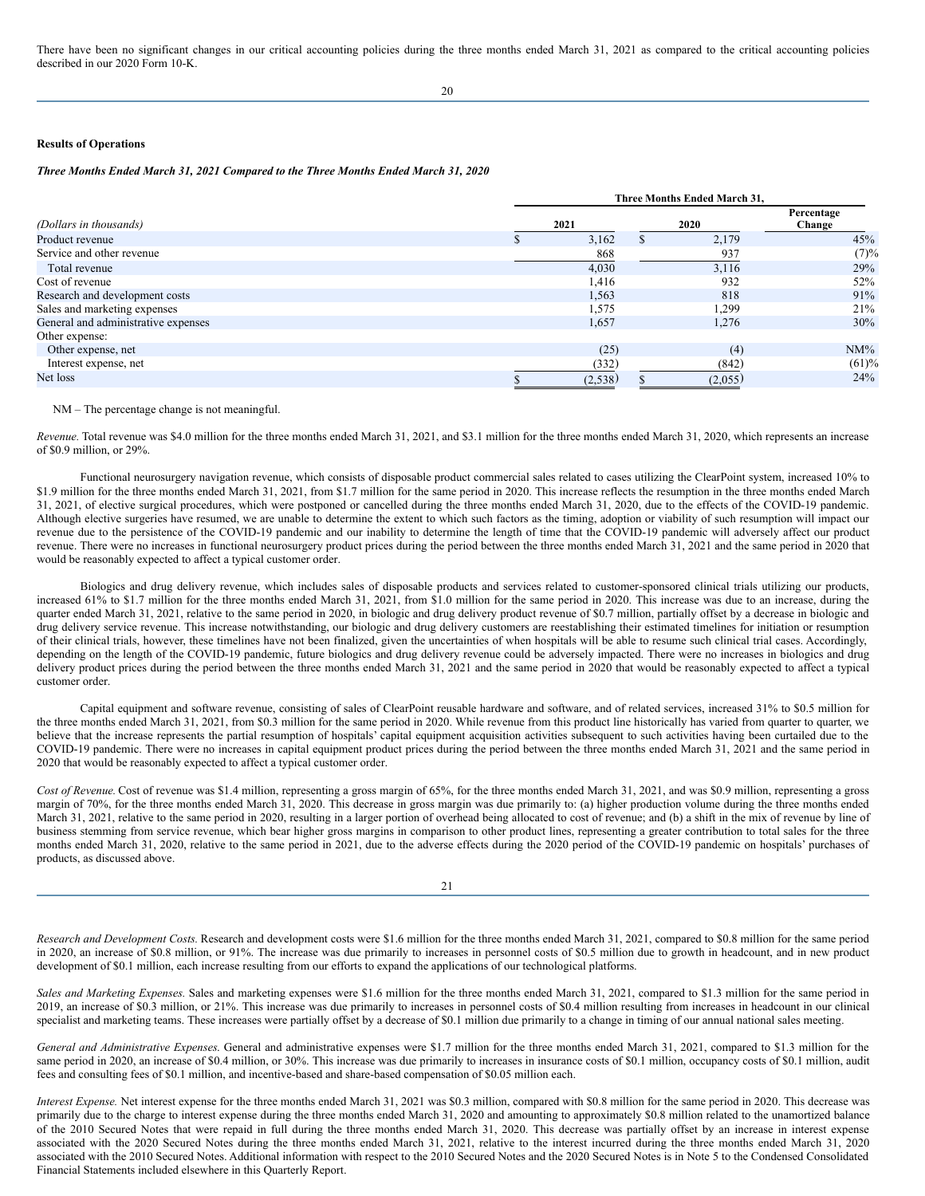There have been no significant changes in our critical accounting policies during the three months ended March 31, 2021 as compared to the critical accounting policies described in our 2020 Form 10-K.

**Results of Operations**

***Three Months Ended March 31, 2021 Compared to the Three Months Ended March 31, 2020***

| | Three Months Ended March 31, | | |
|---|---|---|---|
| *(Dollars in thousands)* | 2021 | 2020 | Percentage Change |
| Product revenue | $ 3,162 | $ 2,179 | 45% |
| Service and other revenue | 868 | 937 | (7)% |
| Total revenue | 4,030 | 3,116 | 29% |
| Cost of revenue | 1,416 | 932 | 52% |
| Research and development costs | 1,563 | 818 | 91% |
| Sales and marketing expenses | 1,575 | 1,299 | 21% |
| General and administrative expenses | 1,657 | 1,276 | 30% |
| Other expense: | | | |
| Other expense, net | (25) | (4) | NM% |
| Interest expense, net | (332) | (842) | (61)% |
| Net loss | $ (2,538) | $ (2,055) | 24% |

NM – The percentage change is not meaningful.

*Revenue.* Total revenue was $4.0 million for the three months ended March 31, 2021, and $3.1 million for the three months ended March 31, 2020, which represents an increase of $0.9 million, or 29%.

Functional neurosurgery navigation revenue, which consists of disposable product commercial sales related to cases utilizing the ClearPoint system, increased 10% to $1.9 million for the three months ended March 31, 2021, from $1.7 million for the same period in 2020. This increase reflects the resumption in the three months ended March 31, 2021, of elective surgical procedures, which were postponed or cancelled during the three months ended March 31, 2020, due to the effects of the COVID-19 pandemic. Although elective surgeries have resumed, we are unable to determine the extent to which such factors as the timing, adoption or viability of such resumption will impact our revenue due to the persistence of the COVID-19 pandemic and our inability to determine the length of time that the COVID-19 pandemic will adversely affect our product revenue. There were no increases in functional neurosurgery product prices during the period between the three months ended March 31, 2021 and the same period in 2020 that would be reasonably expected to affect a typical customer order.

Biologics and drug delivery revenue, which includes sales of disposable products and services related to customer-sponsored clinical trials utilizing our products, increased 61% to $1.7 million for the three months ended March 31, 2021, from $1.0 million for the same period in 2020. This increase was due to an increase, during the quarter ended March 31, 2021, relative to the same period in 2020, in biologic and drug delivery product revenue of $0.7 million, partially offset by a decrease in biologic and drug delivery service revenue. This increase notwithstanding, our biologic and drug delivery customers are reestablishing their estimated timelines for initiation or resumption of their clinical trials, however, these timelines have not been finalized, given the uncertainties of when hospitals will be able to resume such clinical trial cases. Accordingly, depending on the length of the COVID-19 pandemic, future biologics and drug delivery revenue could be adversely impacted. There were no increases in biologics and drug delivery product prices during the period between the three months ended March 31, 2021 and the same period in 2020 that would be reasonably expected to affect a typical customer order.

Capital equipment and software revenue, consisting of sales of ClearPoint reusable hardware and software, and of related services, increased 31% to $0.5 million for the three months ended March 31, 2021, from $0.3 million for the same period in 2020. While revenue from this product line historically has varied from quarter to quarter, we believe that the increase represents the partial resumption of hospitals' capital equipment acquisition activities subsequent to such activities having been curtailed due to the COVID-19 pandemic. There were no increases in capital equipment product prices during the period between the three months ended March 31, 2021 and the same period in 2020 that would be reasonably expected to affect a typical customer order.

*Cost of Revenue.* Cost of revenue was $1.4 million, representing a gross margin of 65%, for the three months ended March 31, 2021, and was $0.9 million, representing a gross margin of 70%, for the three months ended March 31, 2020. This decrease in gross margin was due primarily to: (a) higher production volume during the three months ended March 31, 2021, relative to the same period in 2020, resulting in a larger portion of overhead being allocated to cost of revenue; and (b) a shift in the mix of revenue by line of business stemming from service revenue, which bear higher gross margins in comparison to other product lines, representing a greater contribution to total sales for the three months ended March 31, 2020, relative to the same period in 2021, due to the adverse effects during the 2020 period of the COVID-19 pandemic on hospitals' purchases of products, as discussed above.

*Research and Development Costs.* Research and development costs were $1.6 million for the three months ended March 31, 2021, compared to $0.8 million for the same period in 2020, an increase of $0.8 million, or 91%. The increase was due primarily to increases in personnel costs of $0.5 million due to growth in headcount, and in new product development of $0.1 million, each increase resulting from our efforts to expand the applications of our technological platforms.

*Sales and Marketing Expenses.* Sales and marketing expenses were $1.6 million for the three months ended March 31, 2021, compared to $1.3 million for the same period in 2019, an increase of $0.3 million, or 21%. This increase was due primarily to increases in personnel costs of $0.4 million resulting from increases in headcount in our clinical specialist and marketing teams. These increases were partially offset by a decrease of $0.1 million due primarily to a change in timing of our annual national sales meeting.

*General and Administrative Expenses.* General and administrative expenses were $1.7 million for the three months ended March 31, 2021, compared to $1.3 million for the same period in 2020, an increase of $0.4 million, or 30%. This increase was due primarily to increases in insurance costs of $0.1 million, occupancy costs of $0.1 million, audit fees and consulting fees of $0.1 million, and incentive-based and share-based compensation of $0.05 million each.

*Interest Expense.* Net interest expense for the three months ended March 31, 2021 was $0.3 million, compared with $0.8 million for the same period in 2020. This decrease was primarily due to the charge to interest expense during the three months ended March 31, 2020 and amounting to approximately $0.8 million related to the unamortized balance of the 2010 Secured Notes that were repaid in full during the three months ended March 31, 2020. This decrease was partially offset by an increase in interest expense associated with the 2020 Secured Notes during the three months ended March 31, 2021, relative to the interest incurred during the three months ended March 31, 2020 associated with the 2010 Secured Notes. Additional information with respect to the 2010 Secured Notes and the 2020 Secured Notes is in Note 5 to the Condensed Consolidated Financial Statements included elsewhere in this Quarterly Report.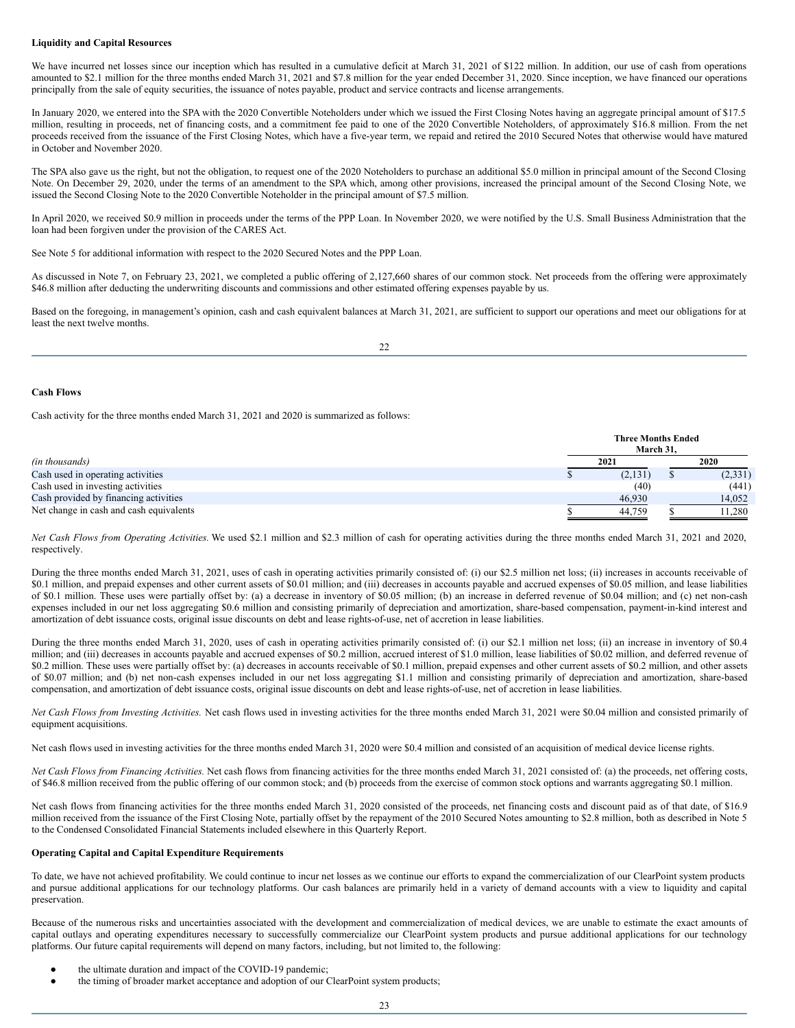**Liquidity and Capital Resources**

We have incurred net losses since our inception which has resulted in a cumulative deficit at March 31, 2021 of $122 million. In addition, our use of cash from operations amounted to $2.1 million for the three months ended March 31, 2021 and $7.8 million for the year ended December 31, 2020. Since inception, we have financed our operations principally from the sale of equity securities, the issuance of notes payable, product and service contracts and license arrangements.

In January 2020, we entered into the SPA with the 2020 Convertible Noteholders under which we issued the First Closing Notes having an aggregate principal amount of $17.5 million, resulting in proceeds, net of financing costs, and a commitment fee paid to one of the 2020 Convertible Noteholders, of approximately $16.8 million. From the net proceeds received from the issuance of the First Closing Notes, which have a five-year term, we repaid and retired the 2010 Secured Notes that otherwise would have matured in October and November 2020.

The SPA also gave us the right, but not the obligation, to request one of the 2020 Noteholders to purchase an additional $5.0 million in principal amount of the Second Closing Note. On December 29, 2020, under the terms of an amendment to the SPA which, among other provisions, increased the principal amount of the Second Closing Note, we issued the Second Closing Note to the 2020 Convertible Noteholder in the principal amount of $7.5 million.

In April 2020, we received $0.9 million in proceeds under the terms of the PPP Loan. In November 2020, we were notified by the U.S. Small Business Administration that the loan had been forgiven under the provision of the CARES Act.

See Note 5 for additional information with respect to the 2020 Secured Notes and the PPP Loan.

As discussed in Note 7, on February 23, 2021, we completed a public offering of 2,127,660 shares of our common stock. Net proceeds from the offering were approximately $46.8 million after deducting the underwriting discounts and commissions and other estimated offering expenses payable by us.

Based on the foregoing, in management's opinion, cash and cash equivalent balances at March 31, 2021, are sufficient to support our operations and meet our obligations for at least the next twelve months.

**Cash Flows**

Cash activity for the three months ended March 31, 2021 and 2020 is summarized as follows:

| | Three Months Ended March 31, | |
|---|---|---|
| *(in thousands)* | 2021 | 2020 |
| Cash used in operating activities | $ (2,131) | $ (2,331) |
| Cash used in investing activities | (40) | (441) |
| Cash provided by financing activities | 46,930 | 14,052 |
| Net change in cash and cash equivalents | $ 44,759 | $ 11,280 |

*Net Cash Flows from Operating Activities.* We used $2.1 million and $2.3 million of cash for operating activities during the three months ended March 31, 2021 and 2020, respectively.

During the three months ended March 31, 2021, uses of cash in operating activities primarily consisted of: (i) our $2.5 million net loss; (ii) increases in accounts receivable of $0.1 million, and prepaid expenses and other current assets of $0.01 million; and (iii) decreases in accounts payable and accrued expenses of $0.05 million, and lease liabilities of $0.1 million. These uses were partially offset by: (a) a decrease in inventory of $0.05 million; (b) an increase in deferred revenue of $0.04 million; and (c) net non-cash expenses included in our net loss aggregating $0.6 million and consisting primarily of depreciation and amortization, share-based compensation, payment-in-kind interest and amortization of debt issuance costs, original issue discounts on debt and lease rights-of-use, net of accretion in lease liabilities.

During the three months ended March 31, 2020, uses of cash in operating activities primarily consisted of: (i) our $2.1 million net loss; (ii) an increase in inventory of $0.4 million; and (iii) decreases in accounts payable and accrued expenses of $0.2 million, accrued interest of $1.0 million, lease liabilities of $0.02 million, and deferred revenue of $0.2 million. These uses were partially offset by: (a) decreases in accounts receivable of $0.1 million, prepaid expenses and other current assets of $0.2 million, and other assets of $0.07 million; and (b) net non-cash expenses included in our net loss aggregating $1.1 million and consisting primarily of depreciation and amortization, share-based compensation, and amortization of debt issuance costs, original issue discounts on debt and lease rights-of-use, net of accretion in lease liabilities.

*Net Cash Flows from Investing Activities.* Net cash flows used in investing activities for the three months ended March 31, 2021 were $0.04 million and consisted primarily of equipment acquisitions.

Net cash flows used in investing activities for the three months ended March 31, 2020 were $0.4 million and consisted of an acquisition of medical device license rights.

*Net Cash Flows from Financing Activities.* Net cash flows from financing activities for the three months ended March 31, 2021 consisted of: (a) the proceeds, net offering costs, of $46.8 million received from the public offering of our common stock; and (b) proceeds from the exercise of common stock options and warrants aggregating $0.1 million.

Net cash flows from financing activities for the three months ended March 31, 2020 consisted of the proceeds, net financing costs and discount paid as of that date, of $16.9 million received from the issuance of the First Closing Note, partially offset by the repayment of the 2010 Secured Notes amounting to $2.8 million, both as described in Note 5 to the Condensed Consolidated Financial Statements included elsewhere in this Quarterly Report.

**Operating Capital and Capital Expenditure Requirements**

To date, we have not achieved profitability. We could continue to incur net losses as we continue our efforts to expand the commercialization of our ClearPoint system products and pursue additional applications for our technology platforms. Our cash balances are primarily held in a variety of demand accounts with a view to liquidity and capital preservation.

Because of the numerous risks and uncertainties associated with the development and commercialization of medical devices, we are unable to estimate the exact amounts of capital outlays and operating expenditures necessary to successfully commercialize our ClearPoint system products and pursue additional applications for our technology platforms. Our future capital requirements will depend on many factors, including, but not limited to, the following:

- the ultimate duration and impact of the COVID-19 pandemic;
- the timing of broader market acceptance and adoption of our ClearPoint system products;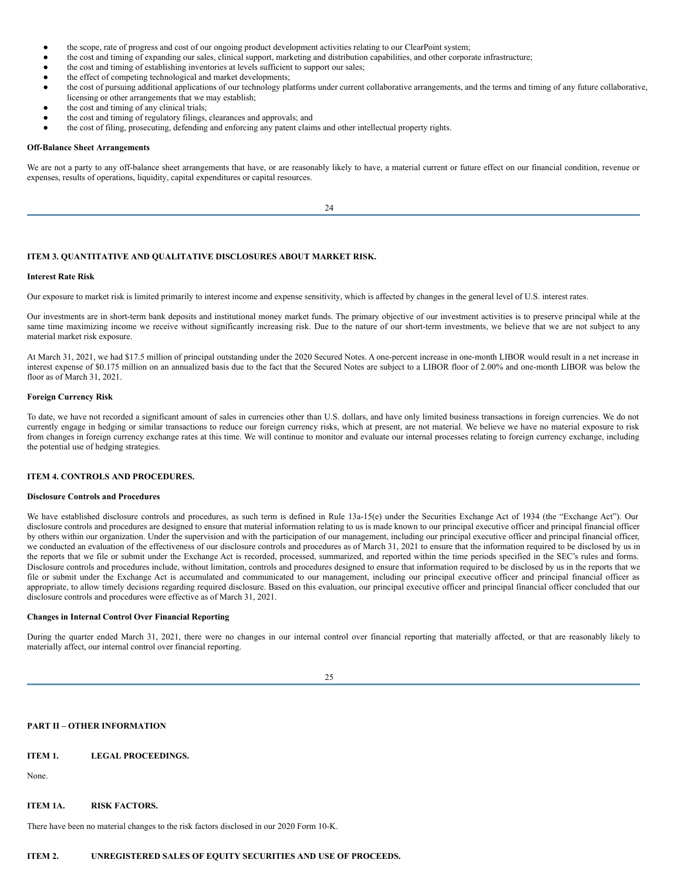- the scope, rate of progress and cost of our ongoing product development activities relating to our ClearPoint system;
- the cost and timing of expanding our sales, clinical support, marketing and distribution capabilities, and other corporate infrastructure;
- the cost and timing of establishing inventories at levels sufficient to support our sales;
- the effect of competing technological and market developments;
- the cost of pursuing additional applications of our technology platforms under current collaborative arrangements, and the terms and timing of any future collaborative, licensing or other arrangements that we may establish;
- the cost and timing of any clinical trials;
- the cost and timing of regulatory filings, clearances and approvals; and
- the cost of filing, prosecuting, defending and enforcing any patent claims and other intellectual property rights.

**Off-Balance Sheet Arrangements**

We are not a party to any off-balance sheet arrangements that have, or are reasonably likely to have, a material current or future effect on our financial condition, revenue or expenses, results of operations, liquidity, capital expenditures or capital resources.

## ITEM 3. QUANTITATIVE AND QUALITATIVE DISCLOSURES ABOUT MARKET RISK.

**Interest Rate Risk**

Our exposure to market risk is limited primarily to interest income and expense sensitivity, which is affected by changes in the general level of U.S. interest rates.

Our investments are in short-term bank deposits and institutional money market funds. The primary objective of our investment activities is to preserve principal while at the same time maximizing income we receive without significantly increasing risk. Due to the nature of our short-term investments, we believe that we are not subject to any material market risk exposure.

At March 31, 2021, we had $17.5 million of principal outstanding under the 2020 Secured Notes. A one-percent increase in one-month LIBOR would result in a net increase in interest expense of $0.175 million on an annualized basis due to the fact that the Secured Notes are subject to a LIBOR floor of 2.00% and one-month LIBOR was below the floor as of March 31, 2021.

**Foreign Currency Risk**

To date, we have not recorded a significant amount of sales in currencies other than U.S. dollars, and have only limited business transactions in foreign currencies. We do not currently engage in hedging or similar transactions to reduce our foreign currency risks, which at present, are not material. We believe we have no material exposure to risk from changes in foreign currency exchange rates at this time. We will continue to monitor and evaluate our internal processes relating to foreign currency exchange, including the potential use of hedging strategies.

## ITEM 4. CONTROLS AND PROCEDURES.

**Disclosure Controls and Procedures**

We have established disclosure controls and procedures, as such term is defined in Rule 13a-15(e) under the Securities Exchange Act of 1934 (the "Exchange Act"). Our disclosure controls and procedures are designed to ensure that material information relating to us is made known to our principal executive officer and principal financial officer by others within our organization. Under the supervision and with the participation of our management, including our principal executive officer and principal financial officer, we conducted an evaluation of the effectiveness of our disclosure controls and procedures as of March 31, 2021 to ensure that the information required to be disclosed by us in the reports that we file or submit under the Exchange Act is recorded, processed, summarized, and reported within the time periods specified in the SEC's rules and forms. Disclosure controls and procedures include, without limitation, controls and procedures designed to ensure that information required to be disclosed by us in the reports that we file or submit under the Exchange Act is accumulated and communicated to our management, including our principal executive officer and principal financial officer as appropriate, to allow timely decisions regarding required disclosure. Based on this evaluation, our principal executive officer and principal financial officer concluded that our disclosure controls and procedures were effective as of March 31, 2021.

**Changes in Internal Control Over Financial Reporting**

During the quarter ended March 31, 2021, there were no changes in our internal control over financial reporting that materially affected, or that are reasonably likely to materially affect, our internal control over financial reporting.

# PART II – OTHER INFORMATION

## ITEM 1. LEGAL PROCEEDINGS.

None.

## ITEM 1A. RISK FACTORS.

There have been no material changes to the risk factors disclosed in our 2020 Form 10-K.

## ITEM 2. UNREGISTERED SALES OF EQUITY SECURITIES AND USE OF PROCEEDS.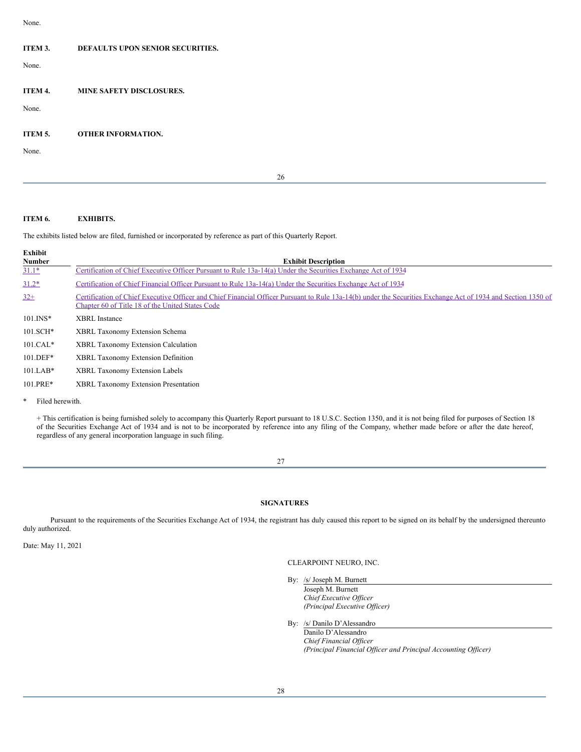None.

**ITEM 3. DEFAULTS UPON SENIOR SECURITIES.**

None.

**ITEM 4. MINE SAFETY DISCLOSURES.**

None.

**ITEM 5. OTHER INFORMATION.**

None.

**ITEM 6. EXHIBITS.**

The exhibits listed below are filed, furnished or incorporated by reference as part of this Quarterly Report.

| Exhibit Number | Exhibit Description |
|---|---|
| 31.1* | Certification of Chief Executive Officer Pursuant to Rule 13a-14(a) Under the Securities Exchange Act of 1934 |
| 31.2* | Certification of Chief Financial Officer Pursuant to Rule 13a-14(a) Under the Securities Exchange Act of 1934 |
| 32+ | Certification of Chief Executive Officer and Chief Financial Officer Pursuant to Rule 13a-14(b) under the Securities Exchange Act of 1934 and Section 1350 of Chapter 60 of Title 18 of the United States Code |
| 101.INS* | XBRL Instance |
| 101.SCH* | XBRL Taxonomy Extension Schema |
| 101.CAL* | XBRL Taxonomy Extension Calculation |
| 101.DEF* | XBRL Taxonomy Extension Definition |
| 101.LAB* | XBRL Taxonomy Extension Labels |
| 101.PRE* | XBRL Taxonomy Extension Presentation |

\* Filed herewith.

+ This certification is being furnished solely to accompany this Quarterly Report pursuant to 18 U.S.C. Section 1350, and it is not being filed for purposes of Section 18 of the Securities Exchange Act of 1934 and is not to be incorporated by reference into any filing of the Company, whether made before or after the date hereof, regardless of any general incorporation language in such filing.

**SIGNATURES**

Pursuant to the requirements of the Securities Exchange Act of 1934, the registrant has duly caused this report to be signed on its behalf by the undersigned thereunto duly authorized.

Date: May 11, 2021

CLEARPOINT NEURO, INC.

By: /s/ Joseph M. Burnett
Joseph M. Burnett
*Chief Executive Officer*
*(Principal Executive Officer)*

By: /s/ Danilo D'Alessandro
Danilo D'Alessandro
*Chief Financial Officer*
*(Principal Financial Officer and Principal Accounting Officer)*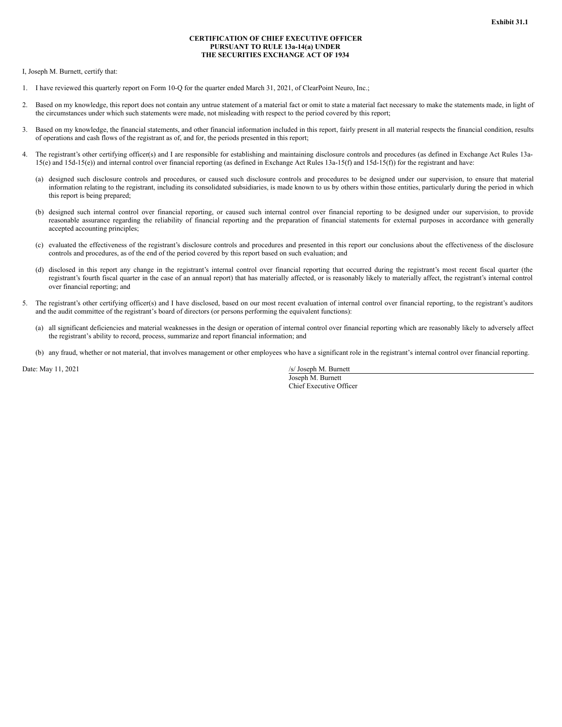Exhibit 31.1

**CERTIFICATION OF CHIEF EXECUTIVE OFFICER PURSUANT TO RULE 13a-14(a) UNDER THE SECURITIES EXCHANGE ACT OF 1934**

I, Joseph M. Burnett, certify that:

1. I have reviewed this quarterly report on Form 10-Q for the quarter ended March 31, 2021, of ClearPoint Neuro, Inc.;

2. Based on my knowledge, this report does not contain any untrue statement of a material fact or omit to state a material fact necessary to make the statements made, in light of the circumstances under which such statements were made, not misleading with respect to the period covered by this report;

3. Based on my knowledge, the financial statements, and other financial information included in this report, fairly present in all material respects the financial condition, results of operations and cash flows of the registrant as of, and for, the periods presented in this report;

4. The registrant's other certifying officer(s) and I are responsible for establishing and maintaining disclosure controls and procedures (as defined in Exchange Act Rules 13a-15(e) and 15d-15(e)) and internal control over financial reporting (as defined in Exchange Act Rules 13a-15(f) and 15d-15(f)) for the registrant and have:

   (a) designed such disclosure controls and procedures, or caused such disclosure controls and procedures to be designed under our supervision, to ensure that material information relating to the registrant, including its consolidated subsidiaries, is made known to us by others within those entities, particularly during the period in which this report is being prepared;

   (b) designed such internal control over financial reporting, or caused such internal control over financial reporting to be designed under our supervision, to provide reasonable assurance regarding the reliability of financial reporting and the preparation of financial statements for external purposes in accordance with generally accepted accounting principles;

   (c) evaluated the effectiveness of the registrant's disclosure controls and procedures and presented in this report our conclusions about the effectiveness of the disclosure controls and procedures, as of the end of the period covered by this report based on such evaluation; and

   (d) disclosed in this report any change in the registrant's internal control over financial reporting that occurred during the registrant's most recent fiscal quarter (the registrant's fourth fiscal quarter in the case of an annual report) that has materially affected, or is reasonably likely to materially affect, the registrant's internal control over financial reporting; and

5. The registrant's other certifying officer(s) and I have disclosed, based on our most recent evaluation of internal control over financial reporting, to the registrant's auditors and the audit committee of the registrant's board of directors (or persons performing the equivalent functions):

   (a) all significant deficiencies and material weaknesses in the design or operation of internal control over financial reporting which are reasonably likely to adversely affect the registrant's ability to record, process, summarize and report financial information; and

   (b) any fraud, whether or not material, that involves management or other employees who have a significant role in the registrant's internal control over financial reporting.

Date: May 11, 2021

/s/ Joseph M. Burnett
Joseph M. Burnett
Chief Executive Officer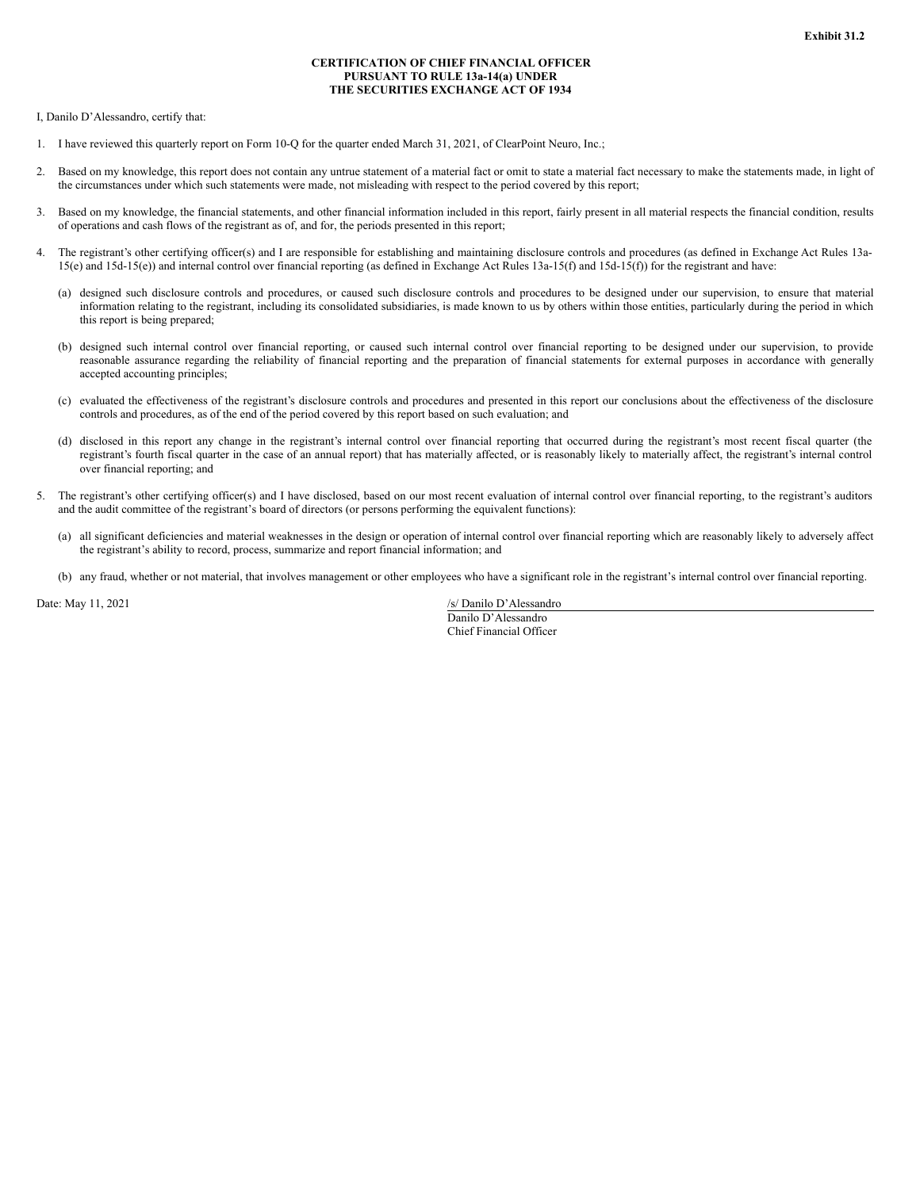Exhibit 31.2

**CERTIFICATION OF CHIEF FINANCIAL OFFICER**
**PURSUANT TO RULE 13a-14(a) UNDER**
**THE SECURITIES EXCHANGE ACT OF 1934**

I, Danilo D'Alessandro, certify that:

1. I have reviewed this quarterly report on Form 10-Q for the quarter ended March 31, 2021, of ClearPoint Neuro, Inc.;

2. Based on my knowledge, this report does not contain any untrue statement of a material fact or omit to state a material fact necessary to make the statements made, in light of the circumstances under which such statements were made, not misleading with respect to the period covered by this report;

3. Based on my knowledge, the financial statements, and other financial information included in this report, fairly present in all material respects the financial condition, results of operations and cash flows of the registrant as of, and for, the periods presented in this report;

4. The registrant's other certifying officer(s) and I are responsible for establishing and maintaining disclosure controls and procedures (as defined in Exchange Act Rules 13a-15(e) and 15d-15(e)) and internal control over financial reporting (as defined in Exchange Act Rules 13a-15(f) and 15d-15(f)) for the registrant and have:

   (a) designed such disclosure controls and procedures, or caused such disclosure controls and procedures to be designed under our supervision, to ensure that material information relating to the registrant, including its consolidated subsidiaries, is made known to us by others within those entities, particularly during the period in which this report is being prepared;

   (b) designed such internal control over financial reporting, or caused such internal control over financial reporting to be designed under our supervision, to provide reasonable assurance regarding the reliability of financial reporting and the preparation of financial statements for external purposes in accordance with generally accepted accounting principles;

   (c) evaluated the effectiveness of the registrant's disclosure controls and procedures and presented in this report our conclusions about the effectiveness of the disclosure controls and procedures, as of the end of the period covered by this report based on such evaluation; and

   (d) disclosed in this report any change in the registrant's internal control over financial reporting that occurred during the registrant's most recent fiscal quarter (the registrant's fourth fiscal quarter in the case of an annual report) that has materially affected, or is reasonably likely to materially affect, the registrant's internal control over financial reporting; and

5. The registrant's other certifying officer(s) and I have disclosed, based on our most recent evaluation of internal control over financial reporting, to the registrant's auditors and the audit committee of the registrant's board of directors (or persons performing the equivalent functions):

   (a) all significant deficiencies and material weaknesses in the design or operation of internal control over financial reporting which are reasonably likely to adversely affect the registrant's ability to record, process, summarize and report financial information; and

   (b) any fraud, whether or not material, that involves management or other employees who have a significant role in the registrant's internal control over financial reporting.

Date: May 11, 2021

/s/ Danilo D'Alessandro
Danilo D'Alessandro
Chief Financial Officer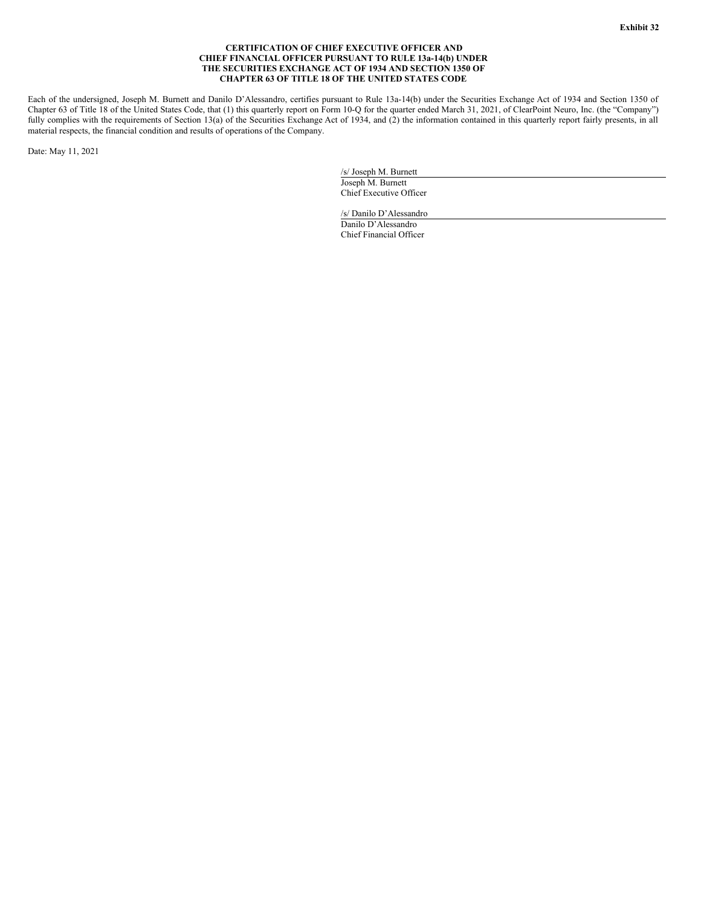**Exhibit 32**

**CERTIFICATION OF CHIEF EXECUTIVE OFFICER AND CHIEF FINANCIAL OFFICER PURSUANT TO RULE 13a-14(b) UNDER THE SECURITIES EXCHANGE ACT OF 1934 AND SECTION 1350 OF CHAPTER 63 OF TITLE 18 OF THE UNITED STATES CODE**

Each of the undersigned, Joseph M. Burnett and Danilo D'Alessandro, certifies pursuant to Rule 13a-14(b) under the Securities Exchange Act of 1934 and Section 1350 of Chapter 63 of Title 18 of the United States Code, that (1) this quarterly report on Form 10-Q for the quarter ended March 31, 2021, of ClearPoint Neuro, Inc. (the "Company") fully complies with the requirements of Section 13(a) of the Securities Exchange Act of 1934, and (2) the information contained in this quarterly report fairly presents, in all material respects, the financial condition and results of operations of the Company.

Date: May 11, 2021

/s/ Joseph M. Burnett
Joseph M. Burnett
Chief Executive Officer

/s/ Danilo D'Alessandro
Danilo D'Alessandro
Chief Financial Officer